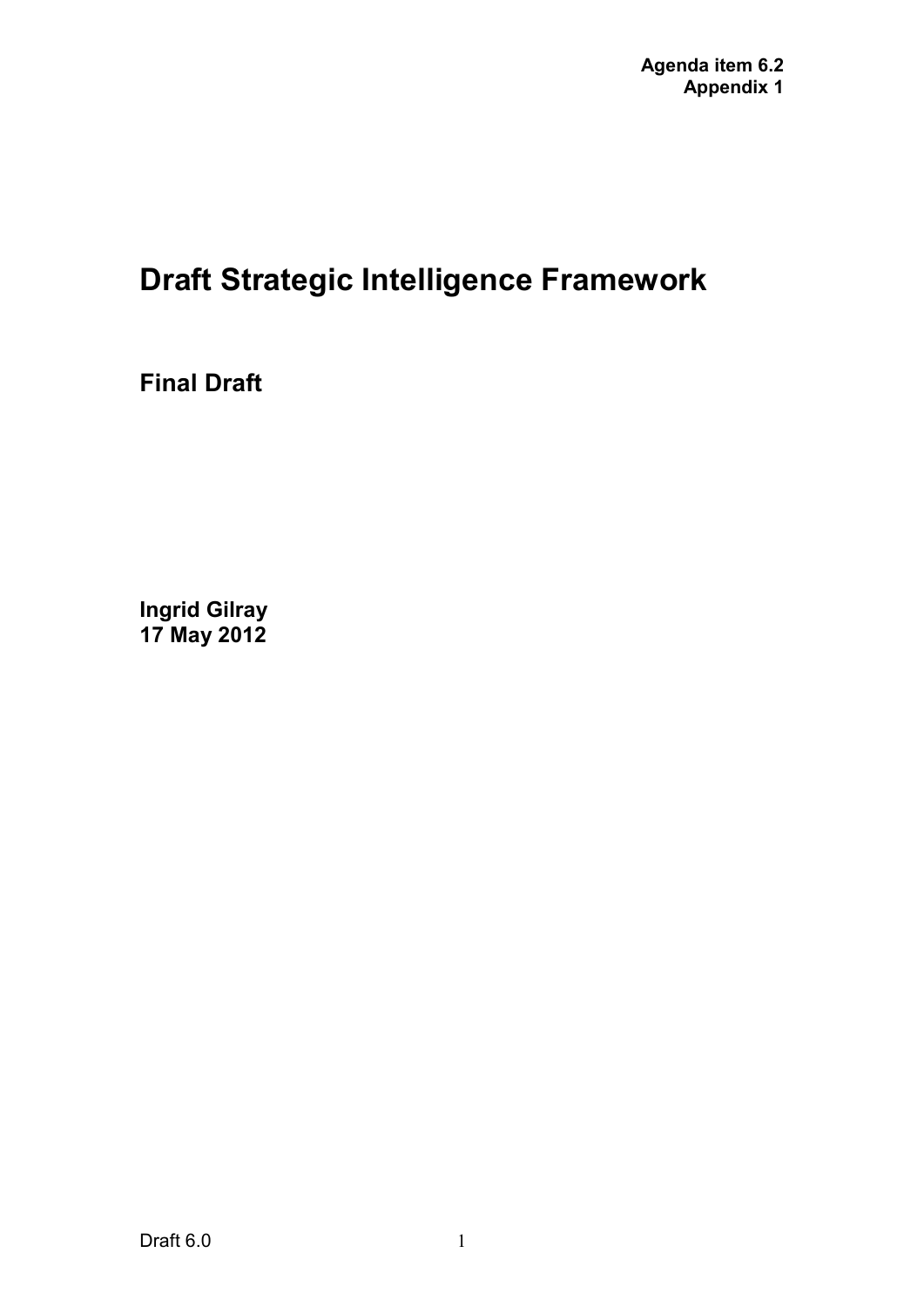**Agenda item 6.2**
**Appendix 1**

# Draft Strategic Intelligence Framework

## Final Draft

**Ingrid Gilray**
**17 May 2012**

Draft 6.0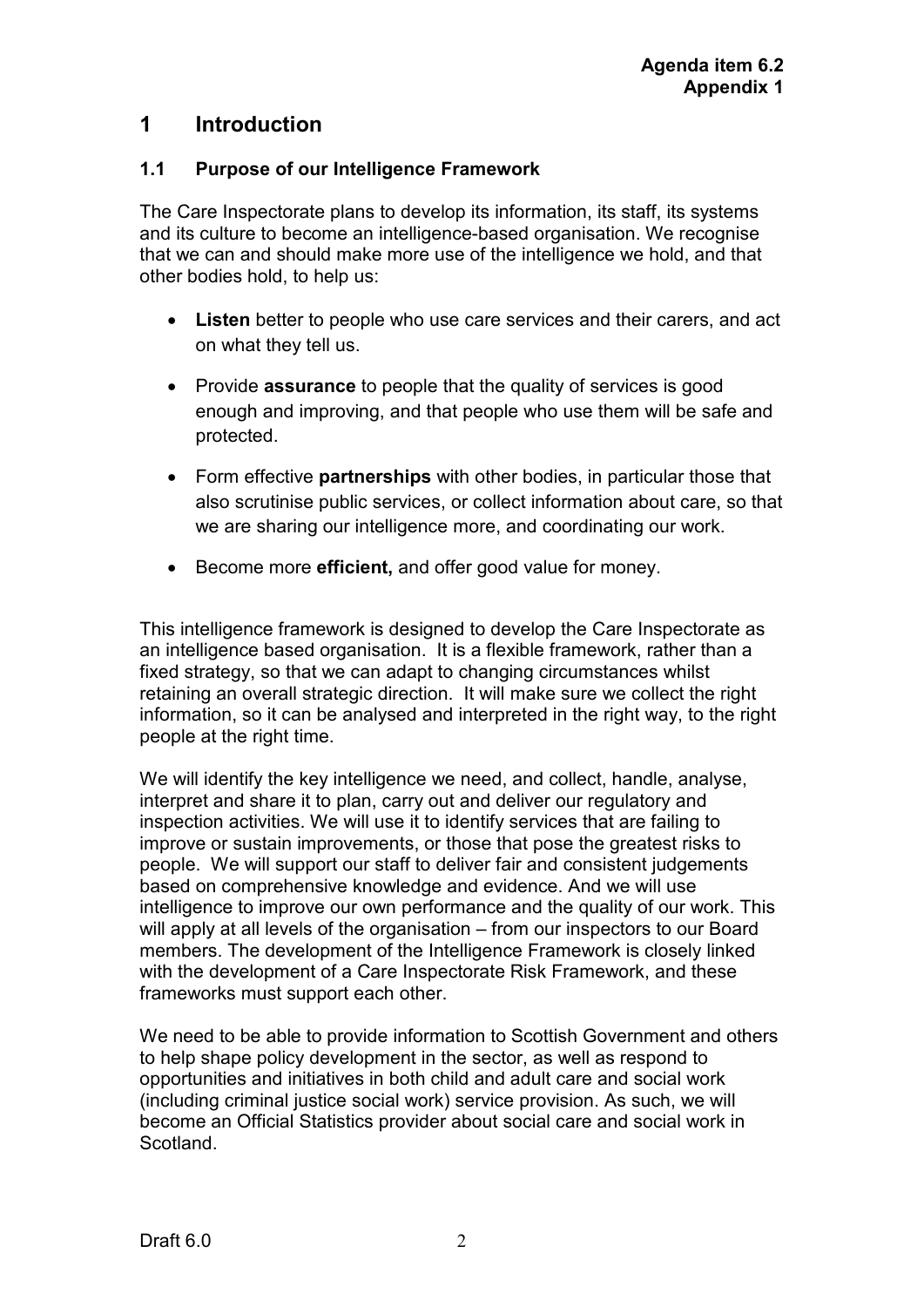**Agenda item 6.2**
**Appendix 1**

# 1 Introduction

## 1.1 Purpose of our Intelligence Framework

The Care Inspectorate plans to develop its information, its staff, its systems and its culture to become an intelligence-based organisation. We recognise that we can and should make more use of the intelligence we hold, and that other bodies hold, to help us:

- **Listen** better to people who use care services and their carers, and act on what they tell us.
- Provide **assurance** to people that the quality of services is good enough and improving, and that people who use them will be safe and protected.
- Form effective **partnerships** with other bodies, in particular those that also scrutinise public services, or collect information about care, so that we are sharing our intelligence more, and coordinating our work.
- Become more **efficient,** and offer good value for money.

This intelligence framework is designed to develop the Care Inspectorate as an intelligence based organisation. It is a flexible framework, rather than a fixed strategy, so that we can adapt to changing circumstances whilst retaining an overall strategic direction. It will make sure we collect the right information, so it can be analysed and interpreted in the right way, to the right people at the right time.

We will identify the key intelligence we need, and collect, handle, analyse, interpret and share it to plan, carry out and deliver our regulatory and inspection activities. We will use it to identify services that are failing to improve or sustain improvements, or those that pose the greatest risks to people. We will support our staff to deliver fair and consistent judgements based on comprehensive knowledge and evidence. And we will use intelligence to improve our own performance and the quality of our work. This will apply at all levels of the organisation – from our inspectors to our Board members. The development of the Intelligence Framework is closely linked with the development of a Care Inspectorate Risk Framework, and these frameworks must support each other.

We need to be able to provide information to Scottish Government and others to help shape policy development in the sector, as well as respond to opportunities and initiatives in both child and adult care and social work (including criminal justice social work) service provision. As such, we will become an Official Statistics provider about social care and social work in Scotland.

Draft 6.0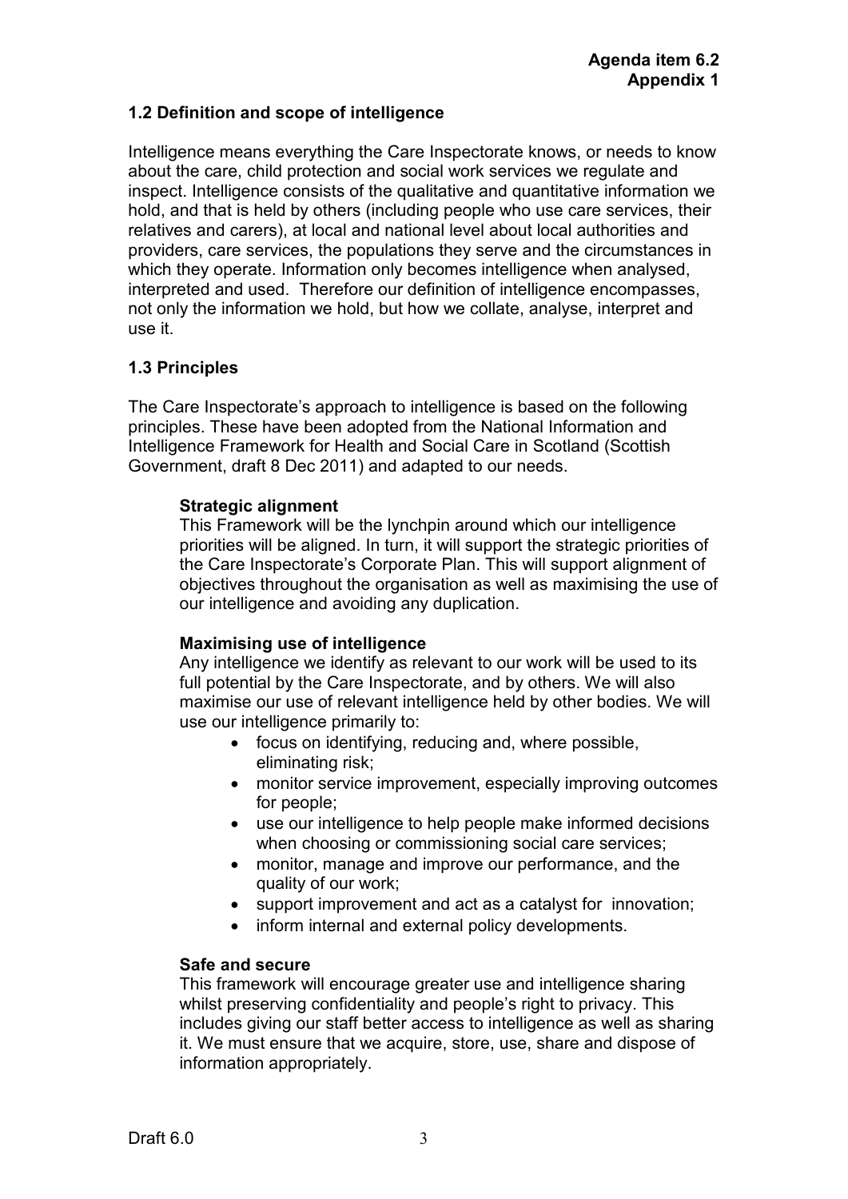### 1.2 Definition and scope of intelligence

Intelligence means everything the Care Inspectorate knows, or needs to know about the care, child protection and social work services we regulate and inspect. Intelligence consists of the qualitative and quantitative information we hold, and that is held by others (including people who use care services, their relatives and carers), at local and national level about local authorities and providers, care services, the populations they serve and the circumstances in which they operate. Information only becomes intelligence when analysed, interpreted and used. Therefore our definition of intelligence encompasses, not only the information we hold, but how we collate, analyse, interpret and use it.

### 1.3 Principles

The Care Inspectorate's approach to intelligence is based on the following principles. These have been adopted from the National Information and Intelligence Framework for Health and Social Care in Scotland (Scottish Government, draft 8 Dec 2011) and adapted to our needs.

**Strategic alignment**
This Framework will be the lynchpin around which our intelligence priorities will be aligned. In turn, it will support the strategic priorities of the Care Inspectorate's Corporate Plan. This will support alignment of objectives throughout the organisation as well as maximising the use of our intelligence and avoiding any duplication.

**Maximising use of intelligence**
Any intelligence we identify as relevant to our work will be used to its full potential by the Care Inspectorate, and by others. We will also maximise our use of relevant intelligence held by other bodies. We will use our intelligence primarily to:

- focus on identifying, reducing and, where possible, eliminating risk;
- monitor service improvement, especially improving outcomes for people;
- use our intelligence to help people make informed decisions when choosing or commissioning social care services;
- monitor, manage and improve our performance, and the quality of our work;
- support improvement and act as a catalyst for innovation;
- inform internal and external policy developments.

**Safe and secure**
This framework will encourage greater use and intelligence sharing whilst preserving confidentiality and people's right to privacy. This includes giving our staff better access to intelligence as well as sharing it. We must ensure that we acquire, store, use, share and dispose of information appropriately.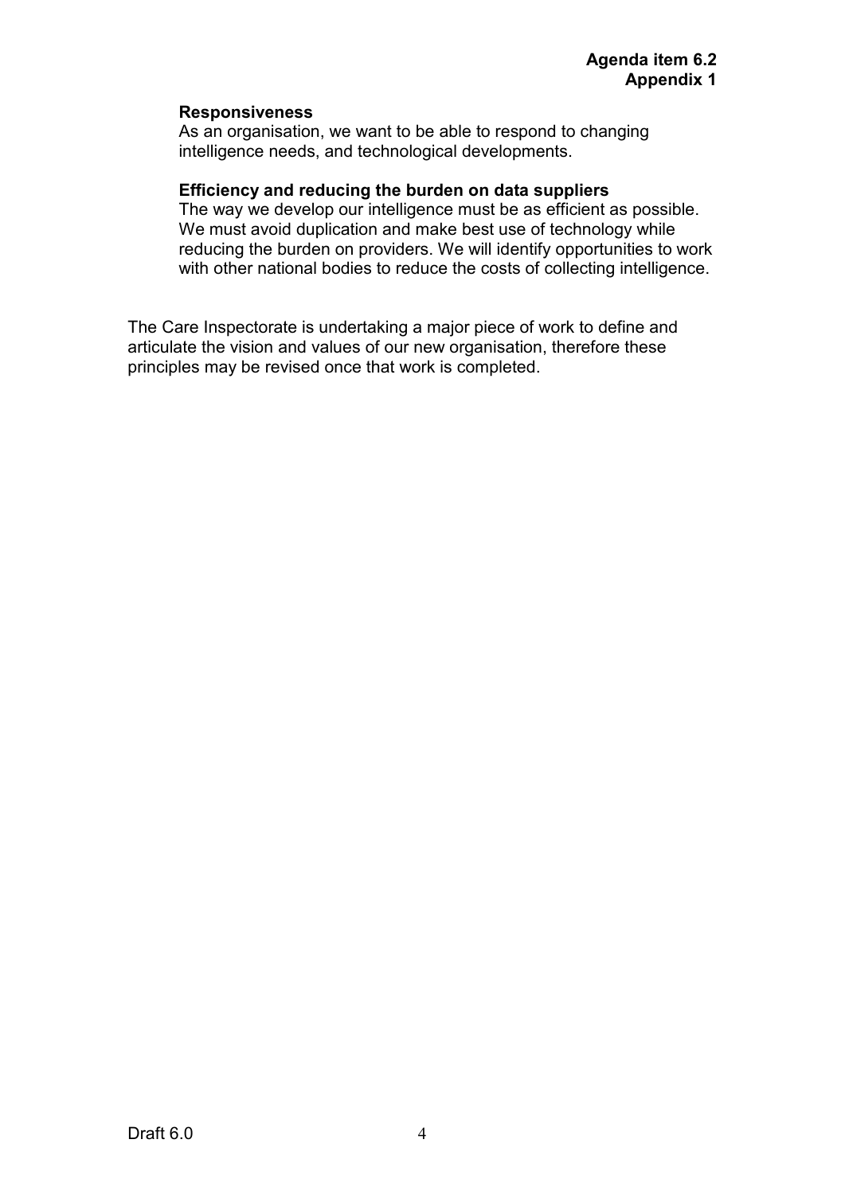**Responsiveness**
As an organisation, we want to be able to respond to changing intelligence needs, and technological developments.

**Efficiency and reducing the burden on data suppliers**
The way we develop our intelligence must be as efficient as possible. We must avoid duplication and make best use of technology while reducing the burden on providers. We will identify opportunities to work with other national bodies to reduce the costs of collecting intelligence.

The Care Inspectorate is undertaking a major piece of work to define and articulate the vision and values of our new organisation, therefore these principles may be revised once that work is completed.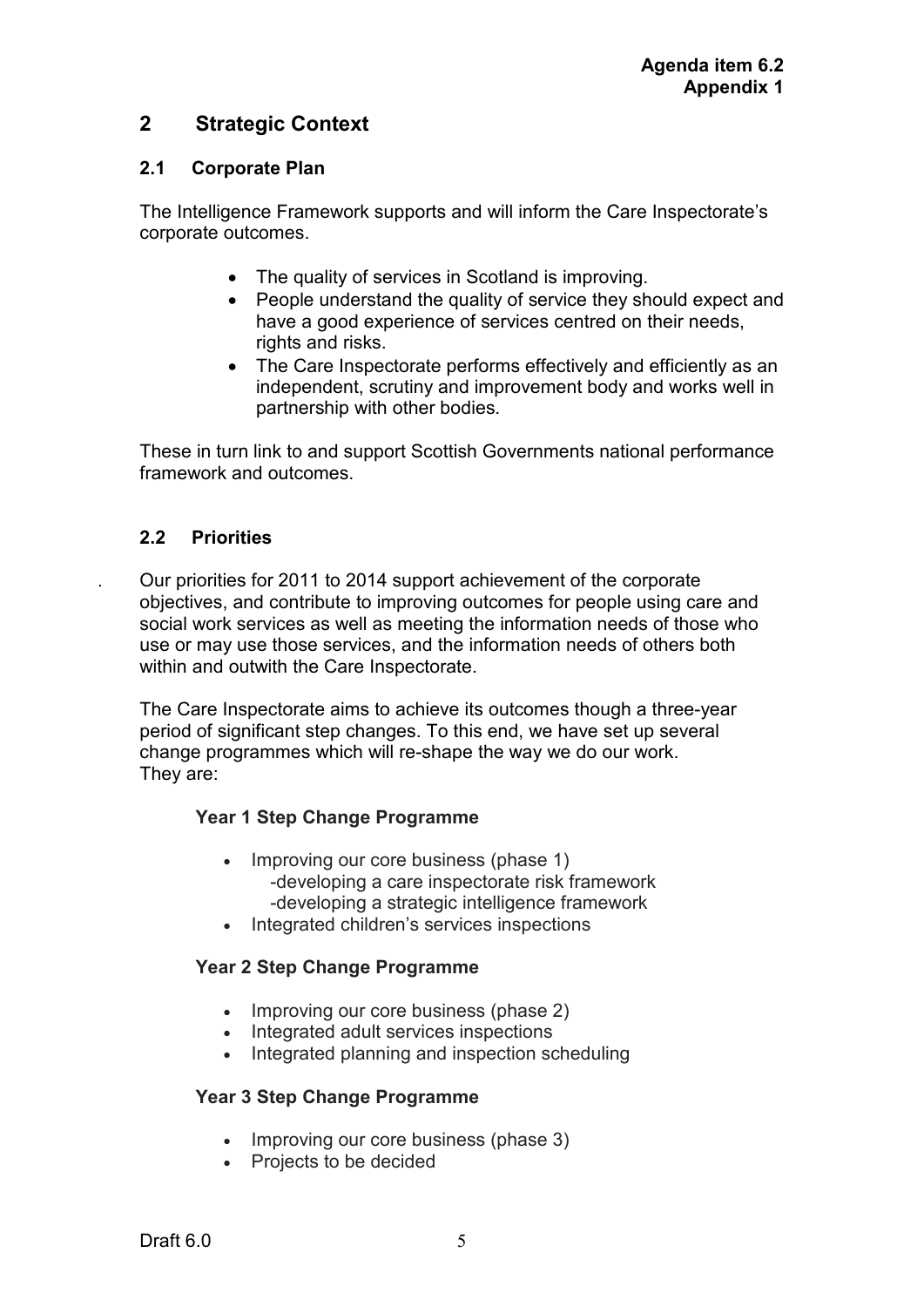**Agenda item 6.2**
**Appendix 1**

## 2 Strategic Context

### 2.1 Corporate Plan

The Intelligence Framework supports and will inform the Care Inspectorate's corporate outcomes.

- The quality of services in Scotland is improving.
- People understand the quality of service they should expect and have a good experience of services centred on their needs, rights and risks.
- The Care Inspectorate performs effectively and efficiently as an independent, scrutiny and improvement body and works well in partnership with other bodies.

These in turn link to and support Scottish Governments national performance framework and outcomes.

### 2.2 Priorities

. Our priorities for 2011 to 2014 support achievement of the corporate objectives, and contribute to improving outcomes for people using care and social work services as well as meeting the information needs of those who use or may use those services, and the information needs of others both within and outwith the Care Inspectorate.

The Care Inspectorate aims to achieve its outcomes though a three-year period of significant step changes. To this end, we have set up several change programmes which will re-shape the way we do our work. They are:

**Year 1 Step Change Programme**

- Improving our core business (phase 1)
  - -developing a care inspectorate risk framework
  - -developing a strategic intelligence framework
- Integrated children's services inspections

**Year 2 Step Change Programme**

- Improving our core business (phase 2)
- Integrated adult services inspections
- Integrated planning and inspection scheduling

**Year 3 Step Change Programme**

- Improving our core business (phase 3)
- Projects to be decided

Draft 6.0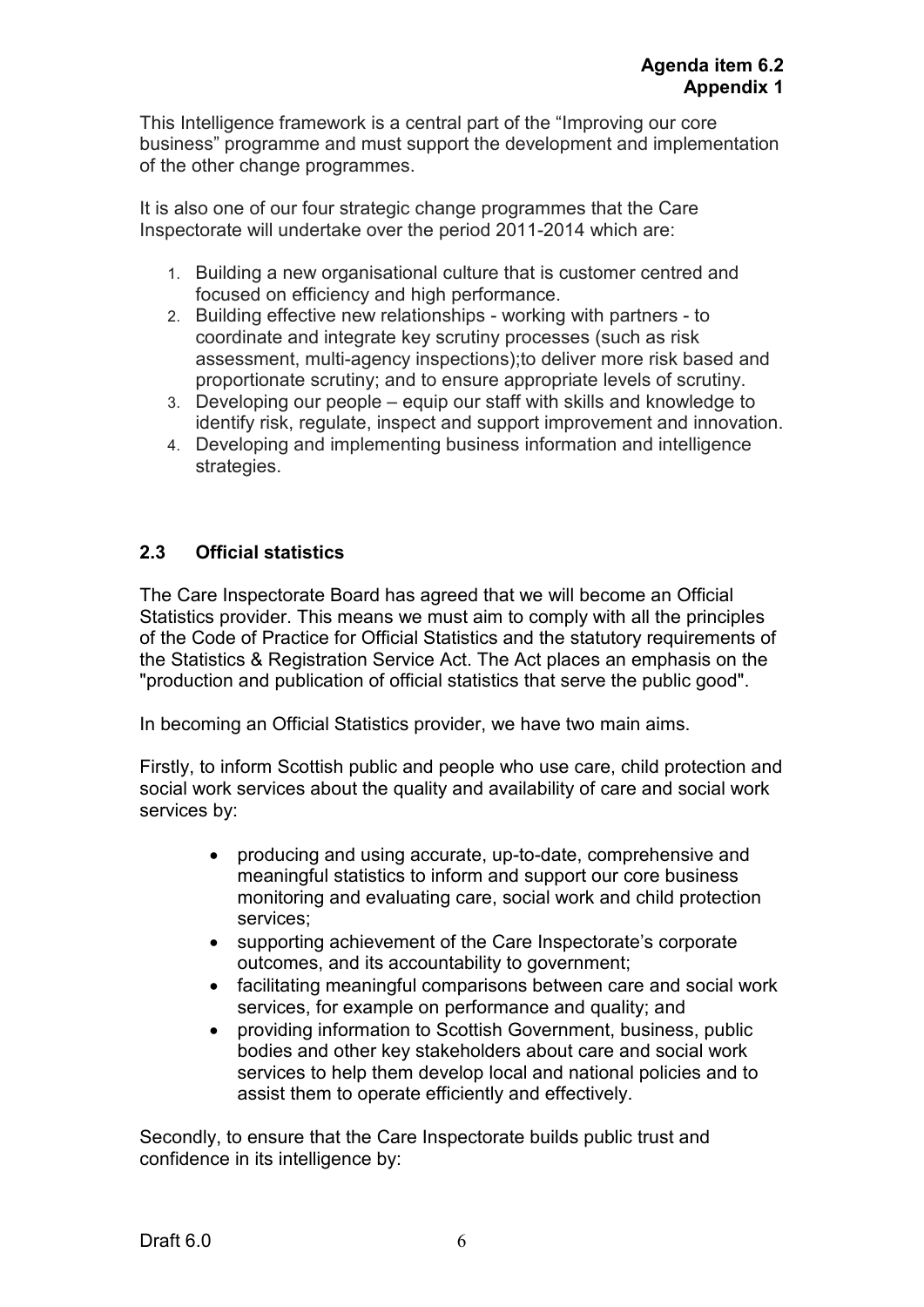This Intelligence framework is a central part of the "Improving our core business" programme and must support the development and implementation of the other change programmes.

It is also one of our four strategic change programmes that the Care Inspectorate will undertake over the period 2011-2014 which are:

1. Building a new organisational culture that is customer centred and focused on efficiency and high performance.
2. Building effective new relationships - working with partners - to coordinate and integrate key scrutiny processes (such as risk assessment, multi-agency inspections);to deliver more risk based and proportionate scrutiny; and to ensure appropriate levels of scrutiny.
3. Developing our people – equip our staff with skills and knowledge to identify risk, regulate, inspect and support improvement and innovation.
4. Developing and implementing business information and intelligence strategies.

## 2.3 Official statistics

The Care Inspectorate Board has agreed that we will become an Official Statistics provider. This means we must aim to comply with all the principles of the Code of Practice for Official Statistics and the statutory requirements of the Statistics & Registration Service Act. The Act places an emphasis on the "production and publication of official statistics that serve the public good".

In becoming an Official Statistics provider, we have two main aims.

Firstly, to inform Scottish public and people who use care, child protection and social work services about the quality and availability of care and social work services by:

- producing and using accurate, up-to-date, comprehensive and meaningful statistics to inform and support our core business monitoring and evaluating care, social work and child protection services;
- supporting achievement of the Care Inspectorate's corporate outcomes, and its accountability to government;
- facilitating meaningful comparisons between care and social work services, for example on performance and quality; and
- providing information to Scottish Government, business, public bodies and other key stakeholders about care and social work services to help them develop local and national policies and to assist them to operate efficiently and effectively.

Secondly, to ensure that the Care Inspectorate builds public trust and confidence in its intelligence by: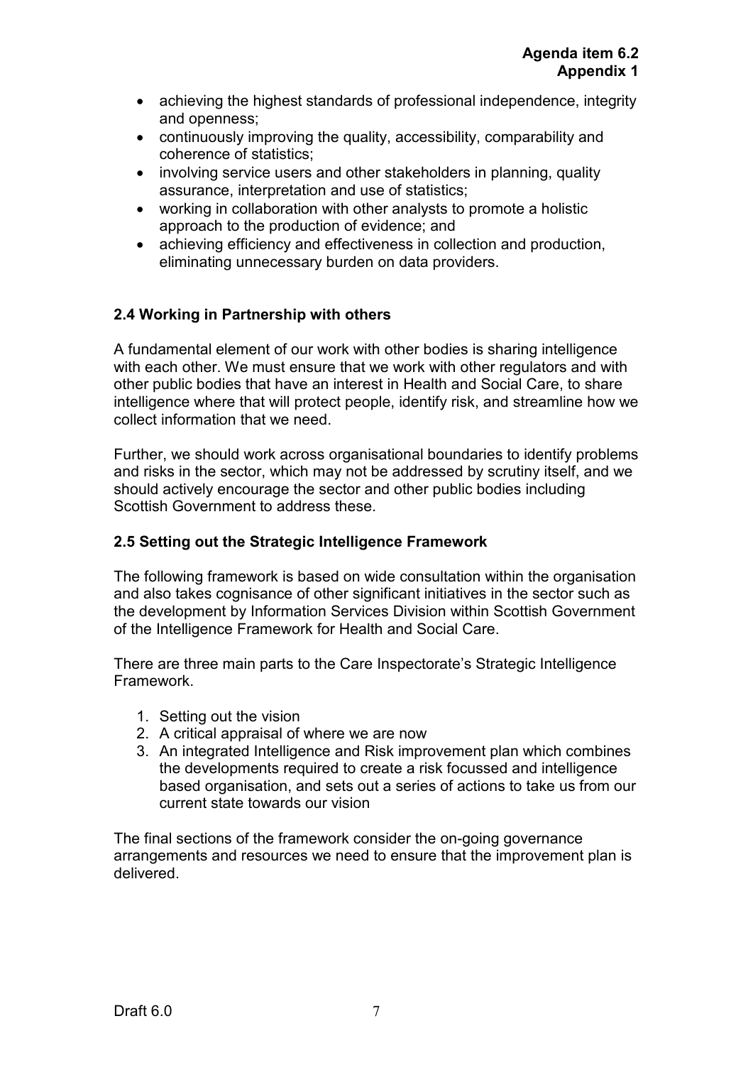- achieving the highest standards of professional independence, integrity and openness;
- continuously improving the quality, accessibility, comparability and coherence of statistics;
- involving service users and other stakeholders in planning, quality assurance, interpretation and use of statistics;
- working in collaboration with other analysts to promote a holistic approach to the production of evidence; and
- achieving efficiency and effectiveness in collection and production, eliminating unnecessary burden on data providers.

## 2.4 Working in Partnership with others

A fundamental element of our work with other bodies is sharing intelligence with each other. We must ensure that we work with other regulators and with other public bodies that have an interest in Health and Social Care, to share intelligence where that will protect people, identify risk, and streamline how we collect information that we need.

Further, we should work across organisational boundaries to identify problems and risks in the sector, which may not be addressed by scrutiny itself, and we should actively encourage the sector and other public bodies including Scottish Government to address these.

## 2.5 Setting out the Strategic Intelligence Framework

The following framework is based on wide consultation within the organisation and also takes cognisance of other significant initiatives in the sector such as the development by Information Services Division within Scottish Government of the Intelligence Framework for Health and Social Care.

There are three main parts to the Care Inspectorate's Strategic Intelligence Framework.

1. Setting out the vision
2. A critical appraisal of where we are now
3. An integrated Intelligence and Risk improvement plan which combines the developments required to create a risk focussed and intelligence based organisation, and sets out a series of actions to take us from our current state towards our vision

The final sections of the framework consider the on-going governance arrangements and resources we need to ensure that the improvement plan is delivered.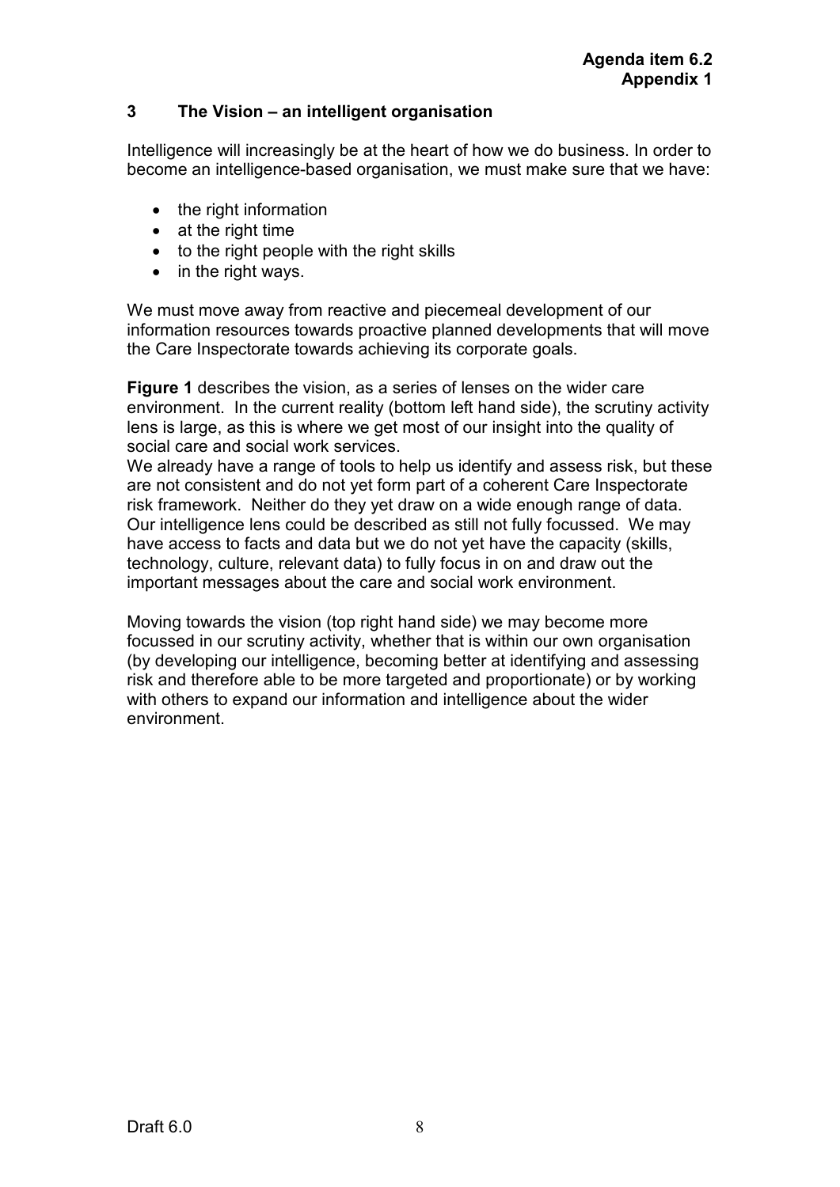## 3 The Vision – an intelligent organisation

Intelligence will increasingly be at the heart of how we do business. In order to become an intelligence-based organisation, we must make sure that we have:

- the right information
- at the right time
- to the right people with the right skills
- in the right ways.

We must move away from reactive and piecemeal development of our information resources towards proactive planned developments that will move the Care Inspectorate towards achieving its corporate goals.

**Figure 1** describes the vision, as a series of lenses on the wider care environment. In the current reality (bottom left hand side), the scrutiny activity lens is large, as this is where we get most of our insight into the quality of social care and social work services.
We already have a range of tools to help us identify and assess risk, but these are not consistent and do not yet form part of a coherent Care Inspectorate risk framework. Neither do they yet draw on a wide enough range of data. Our intelligence lens could be described as still not fully focussed. We may have access to facts and data but we do not yet have the capacity (skills, technology, culture, relevant data) to fully focus in on and draw out the important messages about the care and social work environment.

Moving towards the vision (top right hand side) we may become more focussed in our scrutiny activity, whether that is within our own organisation (by developing our intelligence, becoming better at identifying and assessing risk and therefore able to be more targeted and proportionate) or by working with others to expand our information and intelligence about the wider environment.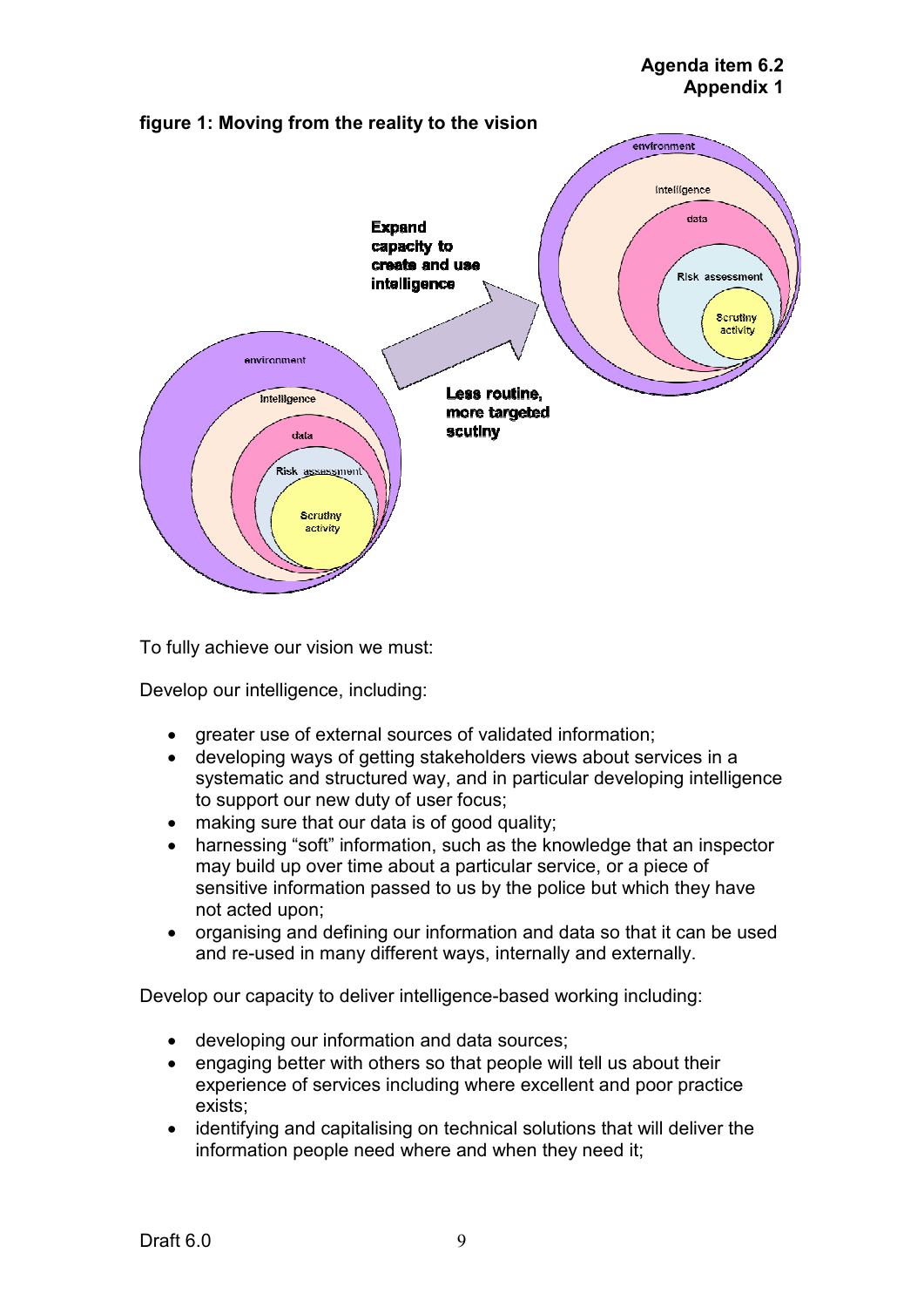**Agenda item 6.2**
**Appendix 1**

**figure 1: Moving from the reality to the vision**

To fully achieve our vision we must:

Develop our intelligence, including:

- greater use of external sources of validated information;
- developing ways of getting stakeholders views about services in a systematic and structured way, and in particular developing intelligence to support our new duty of user focus;
- making sure that our data is of good quality;
- harnessing "soft" information, such as the knowledge that an inspector may build up over time about a particular service, or a piece of sensitive information passed to us by the police but which they have not acted upon;
- organising and defining our information and data so that it can be used and re-used in many different ways, internally and externally.

Develop our capacity to deliver intelligence-based working including:

- developing our information and data sources;
- engaging better with others so that people will tell us about their experience of services including where excellent and poor practice exists;
- identifying and capitalising on technical solutions that will deliver the information people need where and when they need it;

Draft 6.0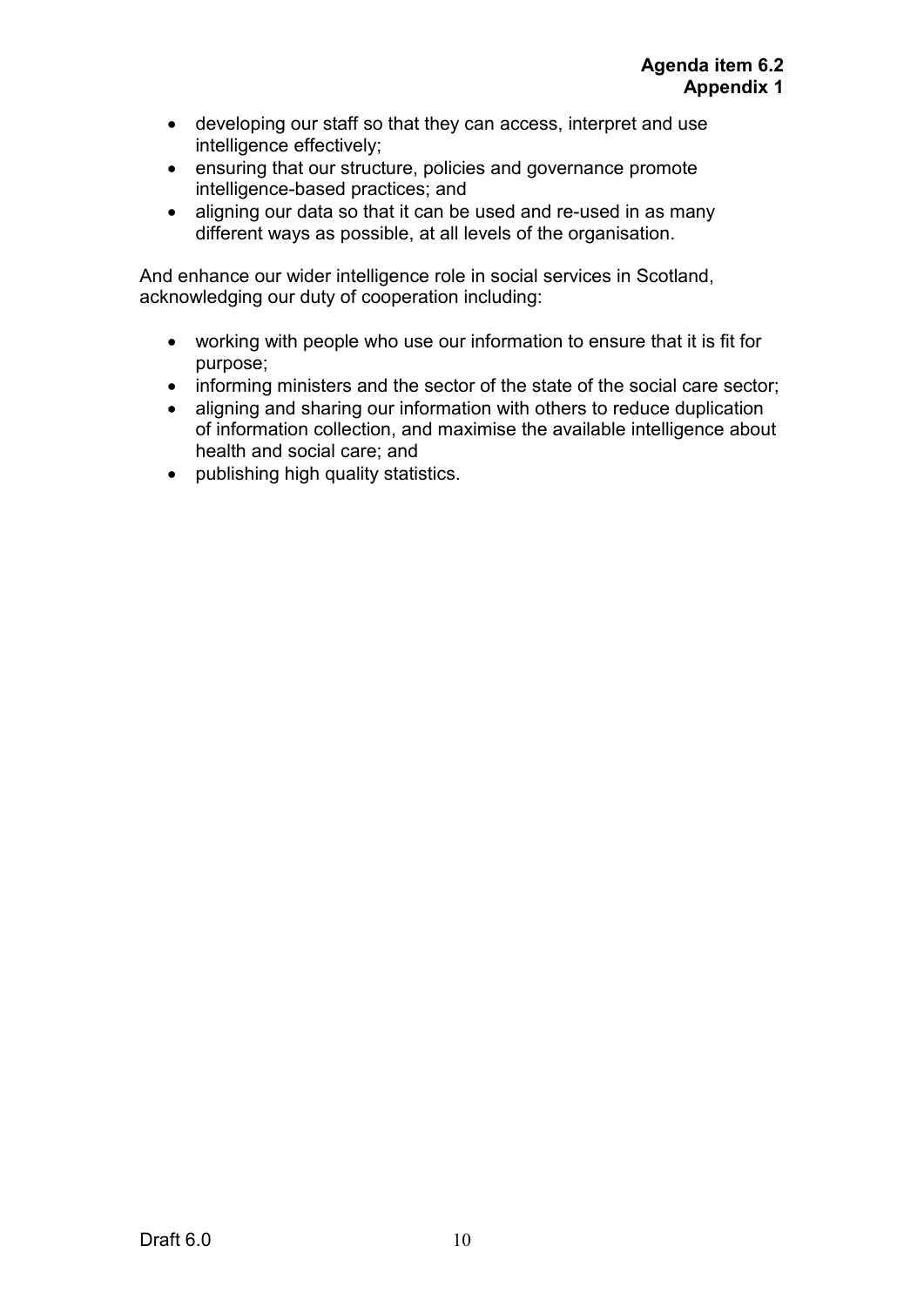- developing our staff so that they can access, interpret and use intelligence effectively;
- ensuring that our structure, policies and governance promote intelligence-based practices; and
- aligning our data so that it can be used and re-used in as many different ways as possible, at all levels of the organisation.

And enhance our wider intelligence role in social services in Scotland, acknowledging our duty of cooperation including:

- working with people who use our information to ensure that it is fit for purpose;
- informing ministers and the sector of the state of the social care sector;
- aligning and sharing our information with others to reduce duplication of information collection, and maximise the available intelligence about health and social care; and
- publishing high quality statistics.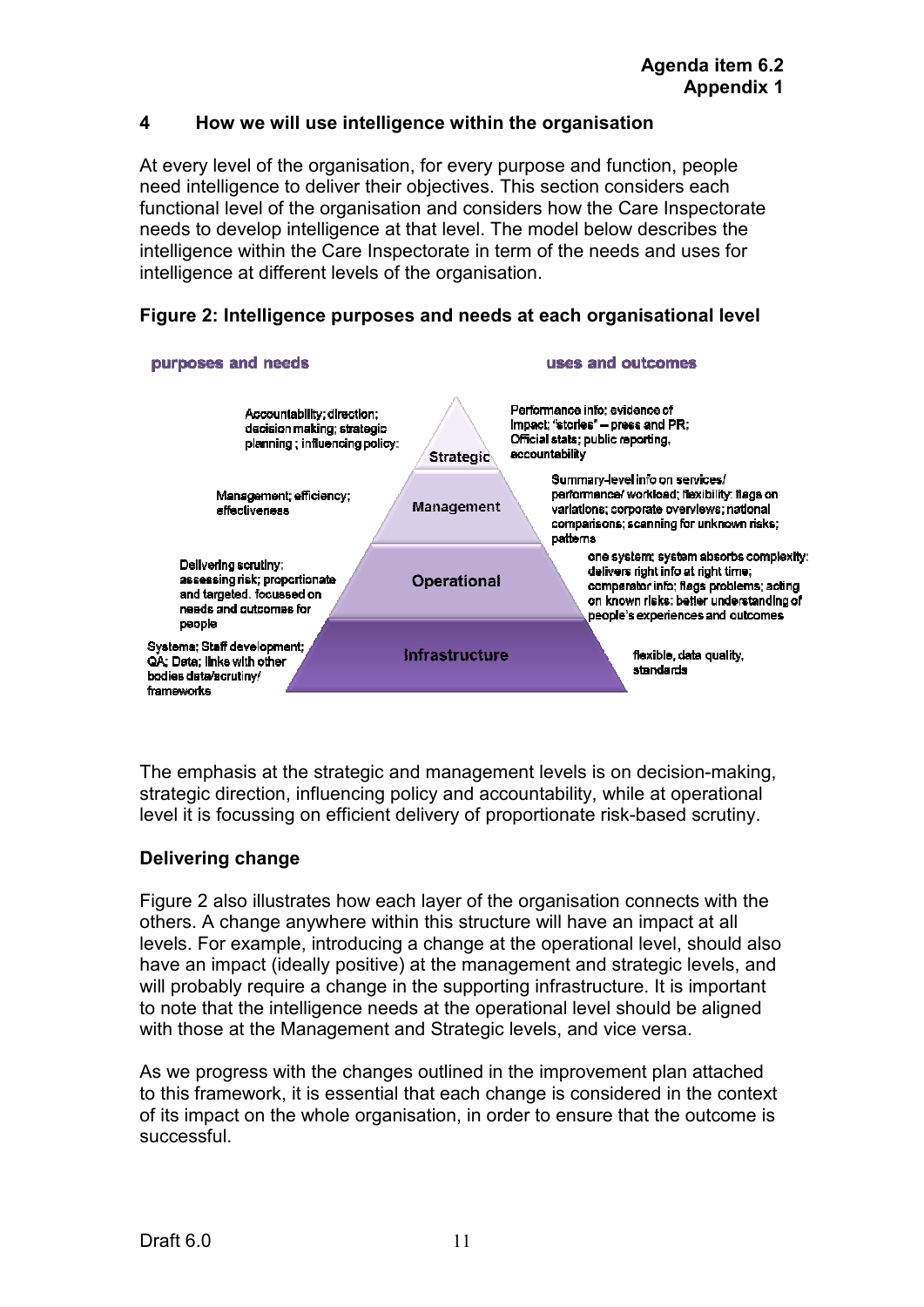## 4 How we will use intelligence within the organisation

At every level of the organisation, for every purpose and function, people need intelligence to deliver their objectives. This section considers each functional level of the organisation and considers how the Care Inspectorate needs to develop intelligence at that level. The model below describes the intelligence within the Care Inspectorate in term of the needs and uses for intelligence at different levels of the organisation.

**Figure 2: Intelligence purposes and needs at each organisational level**

| purposes and needs | Level | uses and outcomes |
| --- | --- | --- |
| Accountability; direction; decision making; strategic planning ; influencing policy: | Strategic | Performance info; evidence of impact; "stories" – press and PR; Official stats; public reporting, accountability |
| Management; efficiency; effectiveness | Management | Summary-level info on services/ performance/ workload; flexibility: flags on variations; corporate overviews; national comparisons; scanning for unknown risks; patterns |
| Delivering scrutiny: assessing risk; proportionate and targeted. focused on needs and outcomes for people | Operational | one system; system absorbs complexity: delivers right info at right time; comparator info; flags problems; acting on known risks; better understanding of people's experiences and outcomes |
| Systems; Staff development; QA; Data; links with other bodies data/scrutiny/ frameworks | Infrastructure | flexible, data quality, standards |

The emphasis at the strategic and management levels is on decision-making, strategic direction, influencing policy and accountability, while at operational level it is focussing on efficient delivery of proportionate risk-based scrutiny.

### Delivering change

Figure 2 also illustrates how each layer of the organisation connects with the others. A change anywhere within this structure will have an impact at all levels. For example, introducing a change at the operational level, should also have an impact (ideally positive) at the management and strategic levels, and will probably require a change in the supporting infrastructure. It is important to note that the intelligence needs at the operational level should be aligned with those at the Management and Strategic levels, and vice versa.

As we progress with the changes outlined in the improvement plan attached to this framework, it is essential that each change is considered in the context of its impact on the whole organisation, in order to ensure that the outcome is successful.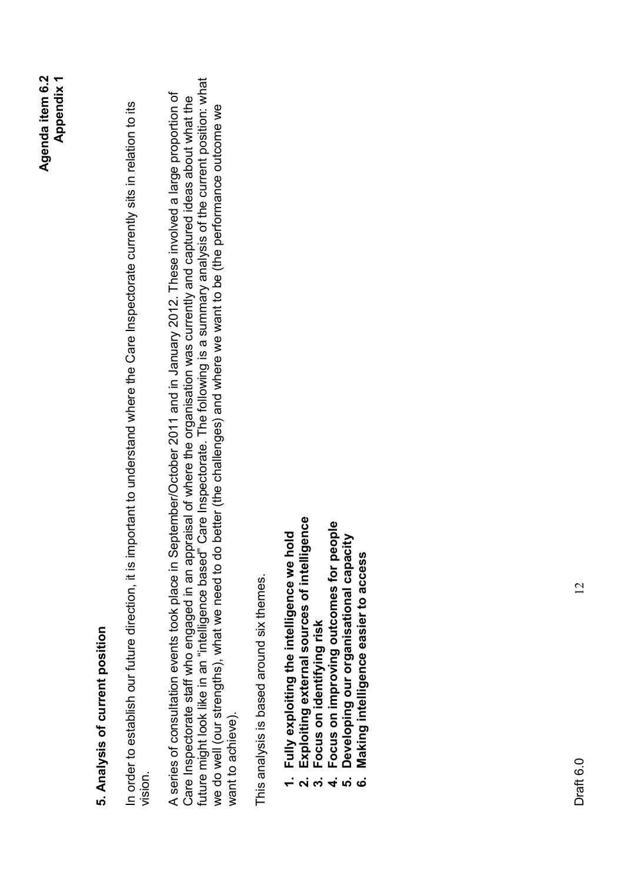## 5. Analysis of current position

In order to establish our future direction, it is important to understand where the Care Inspectorate currently sits in relation to its vision.

A series of consultation events took place in September/October 2011 and in January 2012. These involved a large proportion of Care Inspectorate staff who engaged in an appraisal of where the organisation was currently and captured ideas about what the future might look like in an "intelligence based" Care Inspectorate. The following is a summary analysis of the current position: what we do well (our strengths), what we need to do better (the challenges) and where we want to be (the performance outcome we want to achieve).

This analysis is based around six themes.

1. **Fully exploiting the intelligence we hold**
2. **Exploiting external sources of intelligence**
3. **Focus on identifying risk**
4. **Focus on improving outcomes for people**
5. **Developing our organisational capacity**
6. **Making intelligence easier to access**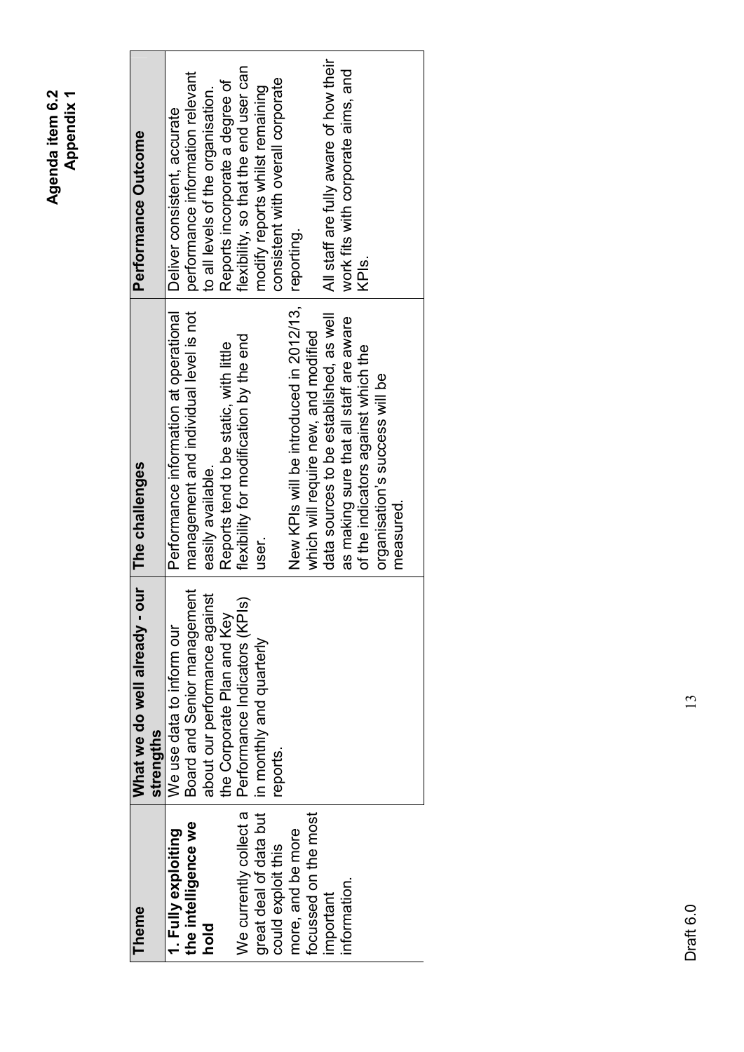**Agenda item 6.2**
**Appendix 1**

| Theme | What we do well already - our strengths | The challenges | Performance Outcome |
|---|---|---|---|
| **1. Fully exploiting the intelligence we hold**<br><br>We currently collect a great deal of data but could exploit this more, and be more focussed on the most important information. | We use data to inform our Board and Senior management about our performance against the Corporate Plan and Key Performance Indicators (KPIs) in monthly and quarterly reports. | Performance information at operational management and individual level is not easily available.<br>Reports tend to be static, with little flexibility for modification by the end user.<br><br>New KPIs will be introduced in 2012/13, which will require new, and modified data sources to be established, as well as making sure that all staff are aware of the indicators against which the organisation's success will be measured. | Deliver consistent, accurate performance information relevant to all levels of the organisation.<br>Reports incorporate a degree of flexibility, so that the end user can modify reports whilst remaining consistent with overall corporate reporting.<br><br>All staff are fully aware of how their work fits with corporate aims, and KPIs. |

Draft 6.0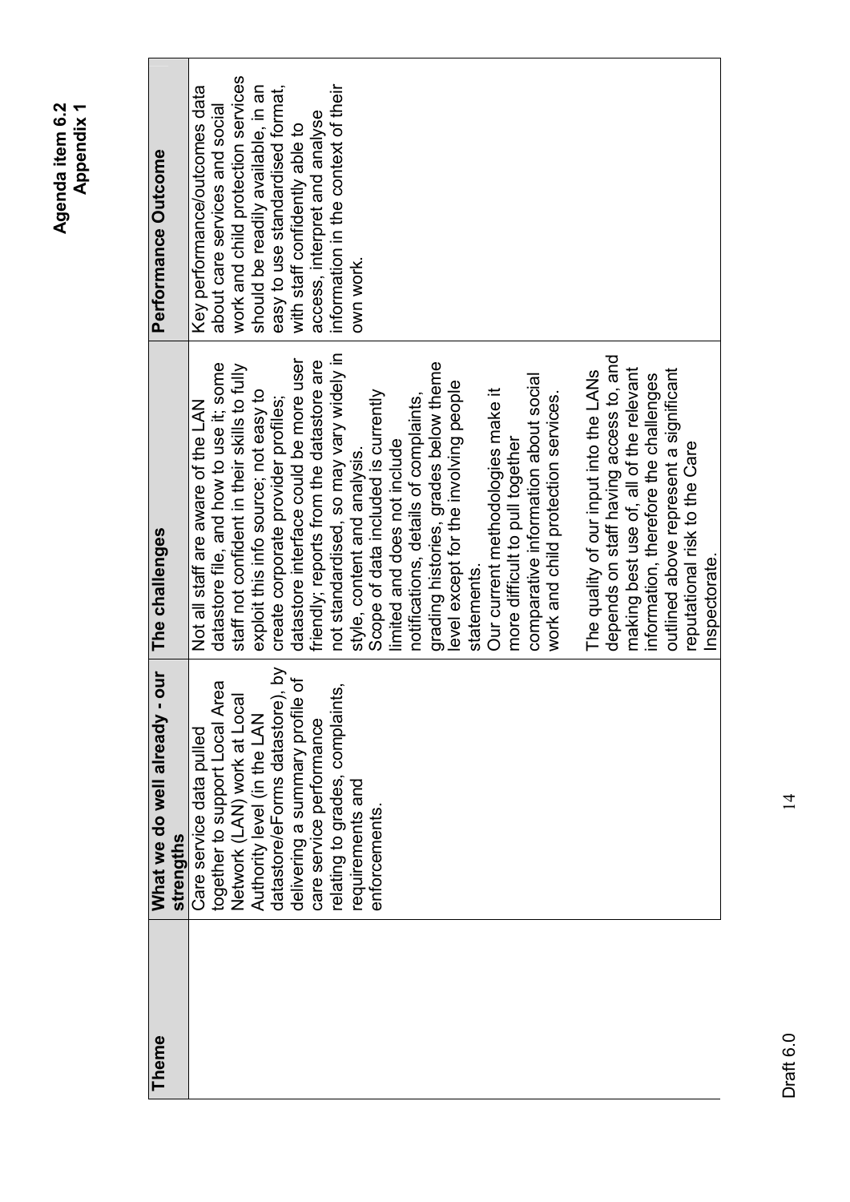| Theme | What we do well already - our strengths | The challenges | Performance Outcome |
|---|---|---|---|
| | Care service data pulled together to support Local Area Network (LAN) work at Local Authority level (in the LAN datastore/eForms datastore), by delivering a summary profile of care service performance relating to grades, complaints, requirements and enforcements. | Not all staff are aware of the LAN datastore file, and how to use it; some staff not confident in their skills to fully exploit this info source; not easy to create corporate provider profiles; datastore interface could be more user friendly; reports from the datastore are not standardised, so may vary widely in style, content and analysis.<br>Scope of data included is currently limited and does not include notifications, details of complaints, grading histories, grades below theme level except for the involving people statements.<br>Our current methodologies make it more difficult to pull together comparative information about social work and child protection services.<br><br>The quality of our input into the LANs depends on staff having access to, and making best use of, all of the relevant information, therefore the challenges outlined above represent a significant reputational risk to the Care Inspectorate. | Key performance/outcomes data about care services and social work and child protection services should be readily available, in an easy to use standardised format, with staff confidently able to access, interpret and analyse information in the context of their own work. |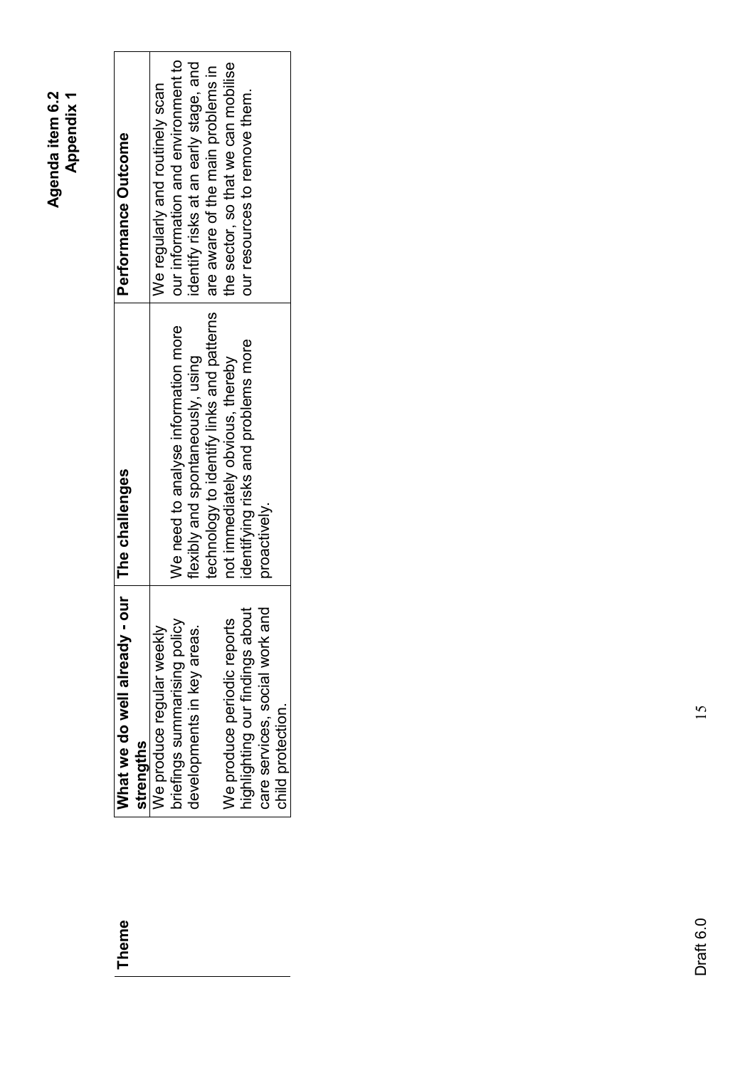**Agenda item 6.2**
**Appendix 1**

| Theme | What we do well already - our strengths | The challenges | Performance Outcome |
|---|---|---|---|
| | We produce regular weekly briefings summarising policy developments in key areas.<br><br>We produce periodic reports highlighting our findings about care services, social work and child protection. | We need to analyse information more flexibly and spontaneously, using technology to identify links and patterns not immediately obvious, thereby identifying risks and problems more proactively. | We regularly and routinely scan our information and environment to identify risks at an early stage, and are aware of the main problems in the sector, so that we can mobilise our resources to remove them. |

Draft 6.0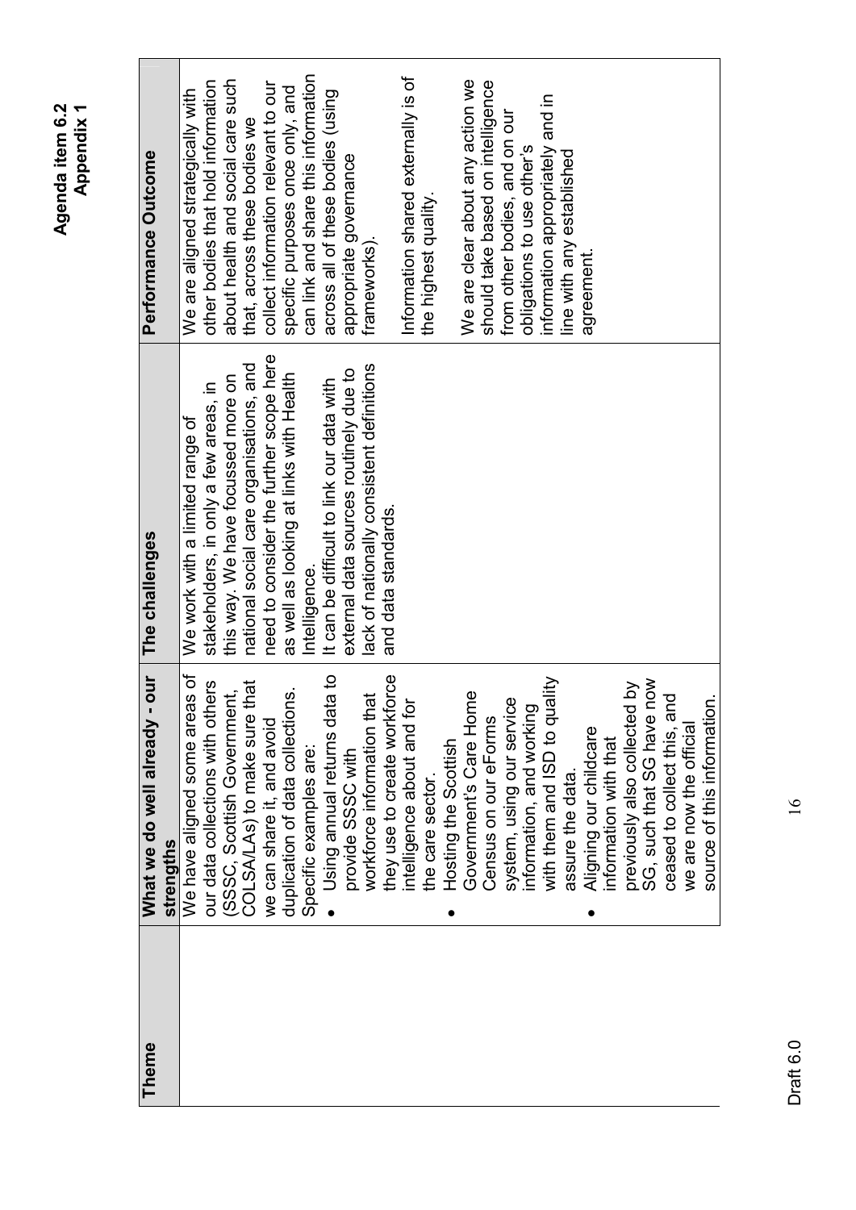| Theme | What we do well already - our strengths | The challenges | Performance Outcome |
|---|---|---|---|
| | We have aligned some areas of our data collections with others (SSSC, Scottish Government, COLSA/LAs) to make sure that we can share it, and avoid duplication of data collections. Specific examples are: <br>• Using annual returns data to provide SSSC with workforce information that they use to create workforce intelligence about and for the care sector. <br>• Hosting the Scottish Government's Care Home Census on our eForms system, using our service information, and working with them and ISD to quality assure the data. <br>• Aligning our childcare information with that previously also collected by SG, such that SG have now ceased to collect this, and we are now the official source of this information. | We work with a limited range of stakeholders, in only a few areas, in this way. We have focussed more on national social care organisations, and need to consider the further scope here as well as looking at links with Health Intelligence. <br>It can be difficult to link our data with external data sources routinely due to lack of nationally consistent definitions and data standards. | We are aligned strategically with other bodies that hold information about health and social care such that, across these bodies we collect information relevant to our specific purposes once only, and can link and share this information across all of these bodies (using appropriate governance frameworks). <br><br>Information shared externally is of the highest quality. <br><br>We are clear about any action we should take based on intelligence from other bodies, and on our obligations to use other's information appropriately and in line with any established agreement. |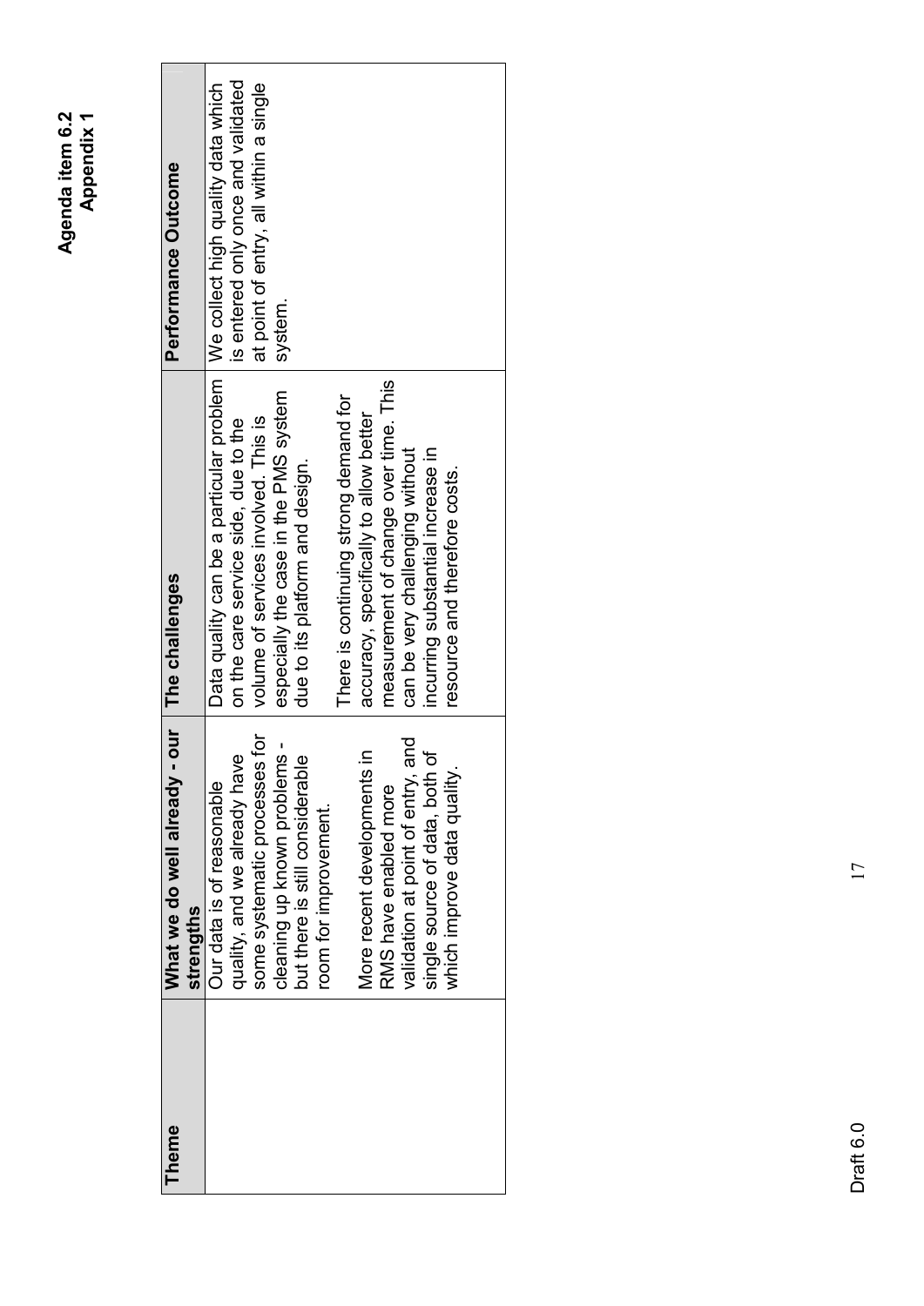| Theme | What we do well already - our strengths | The challenges | Performance Outcome |
|---|---|---|---|
| | Our data is of reasonable quality, and we already have some systematic processes for cleaning up known problems - but there is still considerable room for improvement.<br><br>More recent developments in RMS have enabled more validation at point of entry, and single source of data, both of which improve data quality. | Data quality can be a particular problem on the care service side, due to the volume of services involved. This is especially the case in the PMS system due to its platform and design.<br><br>There is continuing strong demand for accuracy, specifically to allow better measurement of change over time. This can be very challenging without incurring substantial increase in resource and therefore costs. | We collect high quality data which is entered only once and validated at point of entry, all within a single system. |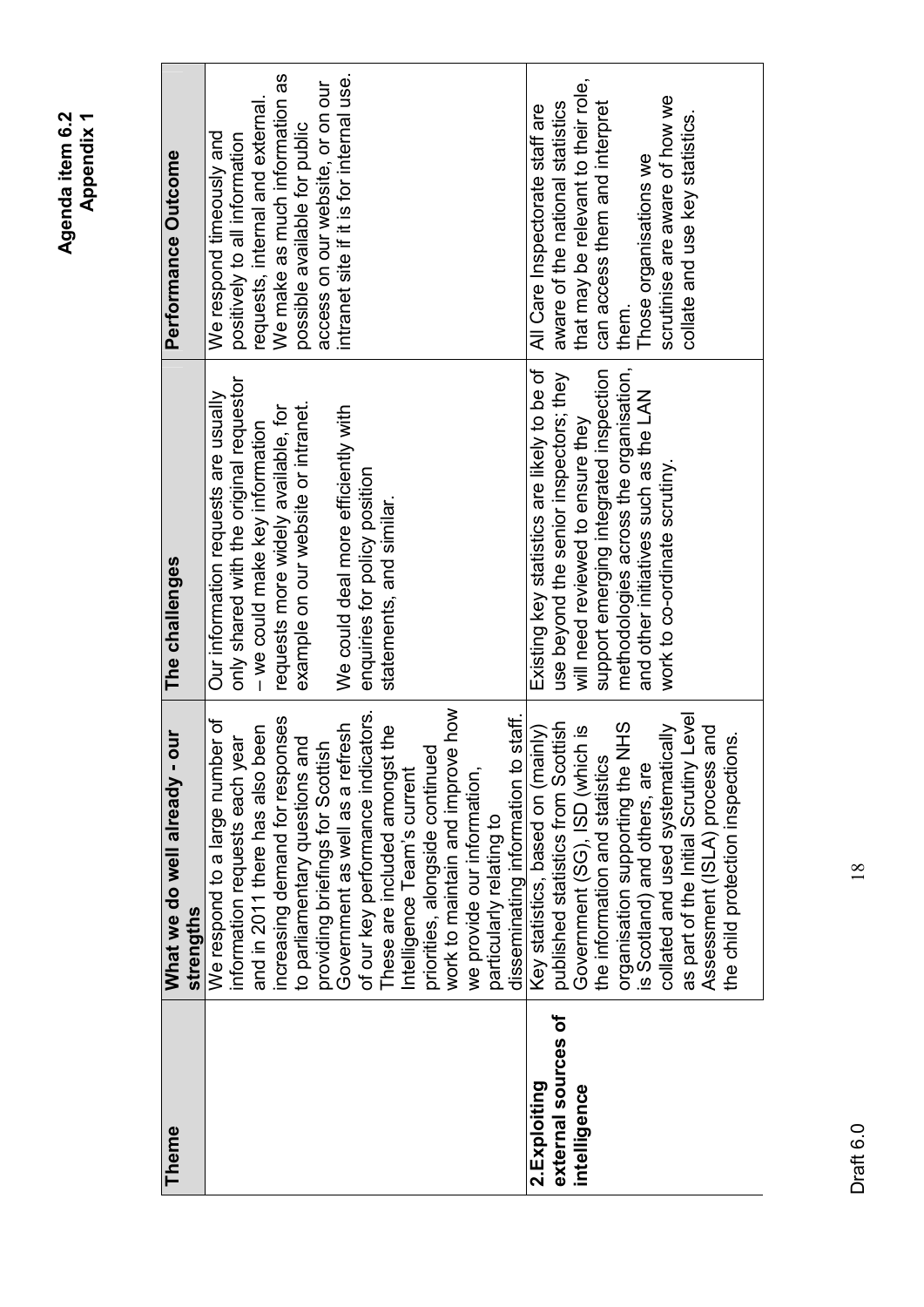| Theme | What we do well already - our strengths | The challenges | Performance Outcome |
|---|---|---|---|
| | We respond to a large number of information requests each year and in 2011 there has also been increasing demand for responses to parliamentary questions and providing briefings for Scottish Government as well as a refresh of our key performance indicators. These are included amongst the Intelligence Team's current priorities, alongside continued work to maintain and improve how we provide our information, particularly relating to disseminating information to staff. | Our information requests are usually only shared with the original requestor – we could make key information requests more widely available, for example on our website or intranet.<br><br>We could deal more efficiently with enquiries for policy position statements, and similar. | We respond timeously and positively to all information requests, internal and external. We make as much information as possible available for public access on our website, or on our intranet site if it is for internal use. |
| **2.Exploiting external sources of intelligence** | Key statistics, based on (mainly) published statistics from Scottish Government (SG), ISD (which is the information and statistics organisation supporting the NHS is Scotland) and others, are collated and used systematically as part of the Initial Scrutiny Level Assessment (ISLA) process and the child protection inspections. | Existing key statistics are likely to be of use beyond the senior inspectors; they will need reviewed to ensure they support emerging integrated inspection methodologies across the organisation, and other initiatives such as the LAN work to co-ordinate scrutiny. | All Care Inspectorate staff are aware of the national statistics that may be relevant to their role, can access them and interpret them.<br>Those organisations we scrutinise are aware of how we collate and use key statistics. |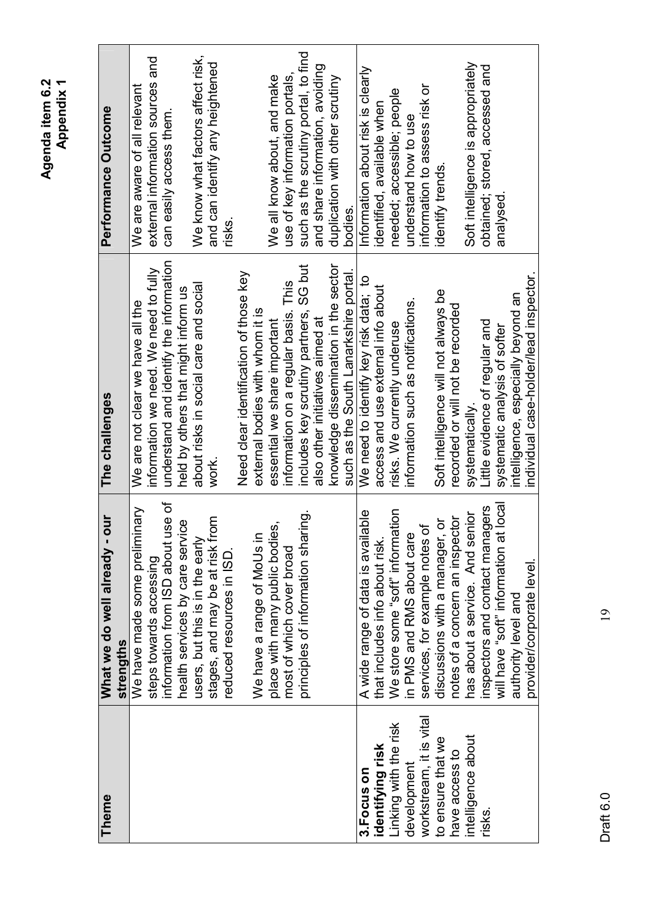Agenda item 6.2
Appendix 1

| Theme | What we do well already - our strengths | The challenges | Performance Outcome |
|---|---|---|---|
| | We have made some preliminary steps towards accessing information from ISD about use of health services by care service users, but this is in the early stages, and may be at risk from reduced resources in ISD.<br><br>We have a range of MoUs in place with many public bodies, most of which cover broad principles of information sharing. | We are not clear we have all the information we need. We need to fully understand and identify the information held by others that might inform us about risks in social care and social work.<br><br>Need clear identification of those key external bodies with whom it is essential we share important information on a regular basis. This includes key scrutiny partners, SG but also other initiatives aimed at knowledge dissemination in the sector such as the South Lanarkshire portal. | We are aware of all relevant external information sources and can easily access them.<br><br>We know what factors affect risk, and can identify any heightened risks.<br><br>We all know about, and make use of key information portals, such as the scrutiny portal, to find and share information, avoiding duplication with other scrutiny bodies. |
| **3.Focus on identifying risk** Linking with the risk development workstream, it is vital to ensure that we have access to intelligence about risks. | A wide range of data is available that includes info about risk. We store some "soft" information in PMS and RMS about care services, for example notes of discussions with a manager, or notes of a concern an inspector has about a service. And senior inspectors and contact managers will have "soft" information at local authority level and provider/corporate level. | We need to identify key risk data; to access and use external info about risks. We currently underuse information such as notifications.<br><br>Soft intelligence will not always be recorded or will not be recorded systematically.<br>Little evidence of regular and systematic analysis of softer intelligence, especially beyond an individual case-holder/lead inspector. | Information about risk is clearly identified, available when needed; accessible; people understand how to use information to assess risk or identify trends.<br><br>Soft intelligence is appropriately obtained; stored, accessed and analysed. |

Draft 6.0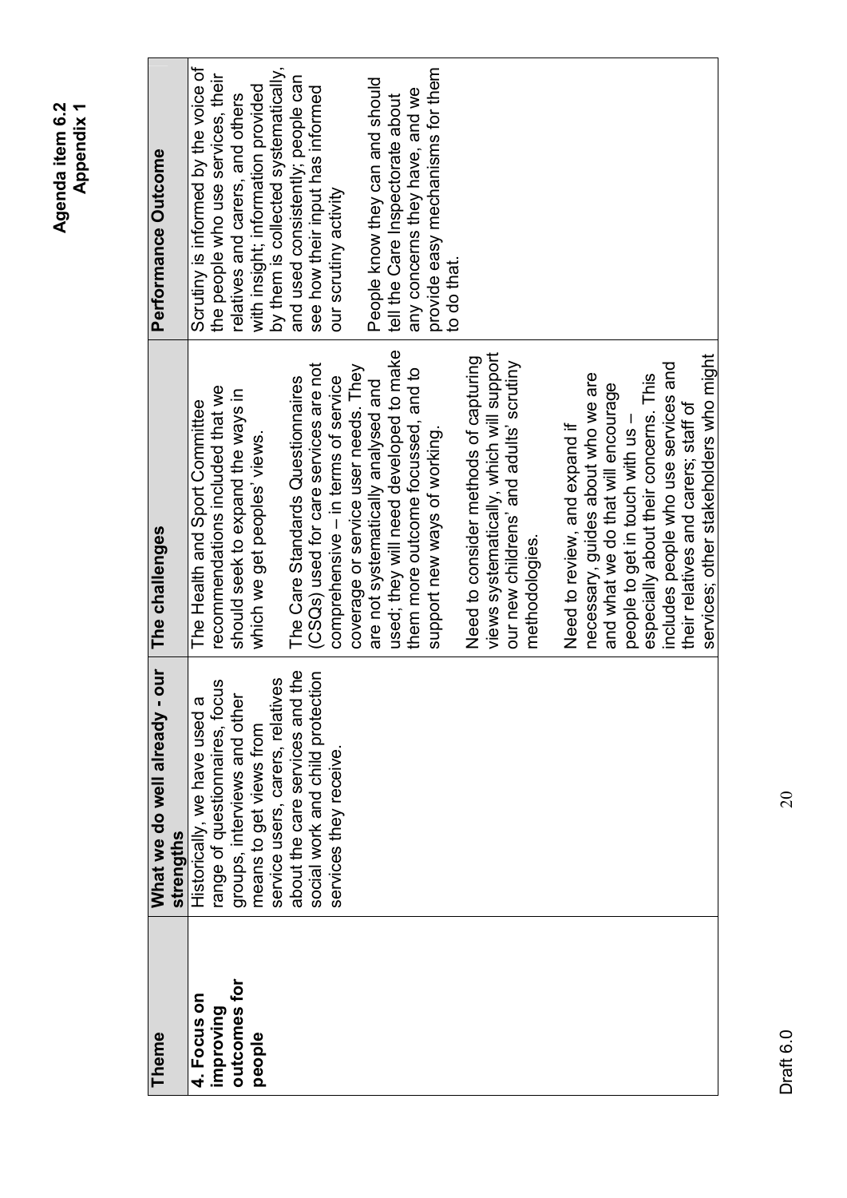**Agenda item 6.2**
**Appendix 1**

| Theme | What we do well already - our strengths | The challenges | Performance Outcome |
|---|---|---|---|
| **4. Focus on improving outcomes for people** | Historically, we have used a range of questionnaires, focus groups, interviews and other means to get views from service users, carers, relatives about the care services and the social work and child protection services they receive. | The Health and Sport Committee recommendations included that we should seek to expand the ways in which we get peoples' views.<br><br>The Care Standards Questionnaires (CSQs) used for care services are not comprehensive – in terms of service coverage or service user needs. They are not systematically analysed and used; they will need developed to make them more outcome focussed, and to support new ways of working.<br><br>Need to consider methods of capturing views systematically, which will support our new childrens' and adults' scrutiny methodologies.<br><br>Need to review, and expand if necessary, guides about who we are and what we do that will encourage people to get in touch with us – especially about their concerns. This includes people who use services and their relatives and carers; staff of services; other stakeholders who might | Scrutiny is informed by the voice of the people who use services, their relatives and carers, and others with insight; information provided by them is collected systematically, and used consistently; people can see how their input has informed our scrutiny activity<br><br>People know they can and should tell the Care Inspectorate about any concerns they have, and we provide easy mechanisms for them to do that. |

Draft 6.0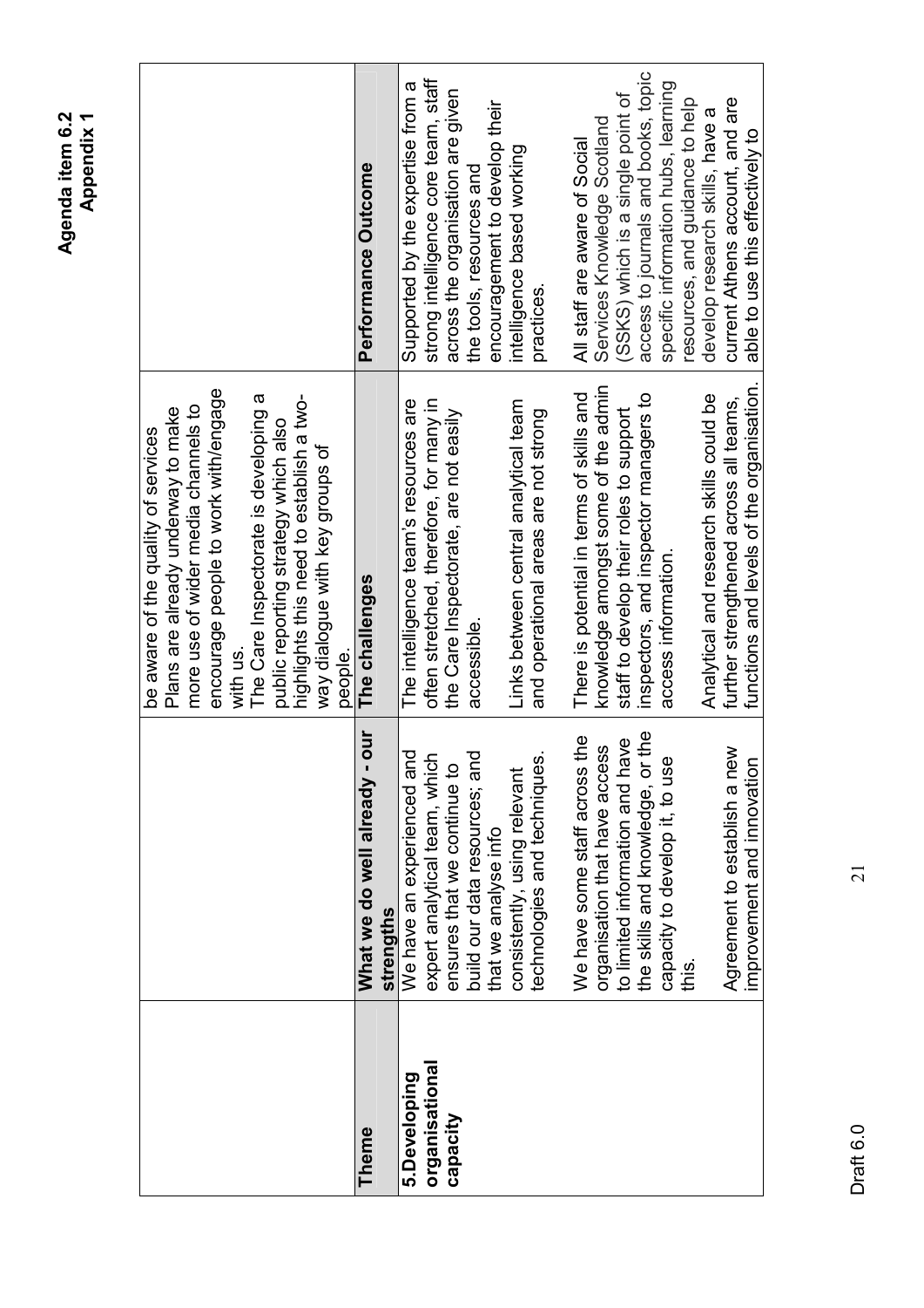| Theme | What we do well already - our strengths | The challenges | Performance Outcome |
|---|---|---|---|
| | | be aware of the quality of services<br>Plans are already underway to make more use of wider media channels to encourage people to work with/engage with us.<br>The Care Inspectorate is developing a public reporting strategy which also highlights this need to establish a two-way dialogue with key groups of people. | |
| **5.Developing organisational capacity** | We have an experienced and expert analytical team, which ensures that we continue to build our data resources; and that we analyse info consistently, using relevant technologies and techniques.<br><br>We have some staff across the organisation that have access to limited information and have the skills and knowledge, or the capacity to develop it, to use this.<br><br>Agreement to establish a new improvement and innovation | The intelligence team's resources are often stretched, therefore, for many in the Care Inspectorate, are not easily accessible.<br><br>Links between central analytical team and operational areas are not strong<br><br>There is potential in terms of skills and knowledge amongst some of the admin staff to develop their roles to support inspectors, and inspector managers to access information.<br><br>Analytical and research skills could be further strengthened across all teams, functions and levels of the organisation. | Supported by the expertise from a strong intelligence core team, staff across the organisation are given the tools, resources and encouragement to develop their intelligence based working practices.<br><br>All staff are aware of Social Services Knowledge Scotland (SSKS) which is a single point of access to journals and books, topic specific information hubs, learning resources, and guidance to help develop research skills, have a current Athens account, and are able to use this effectively to |

Draft 6.0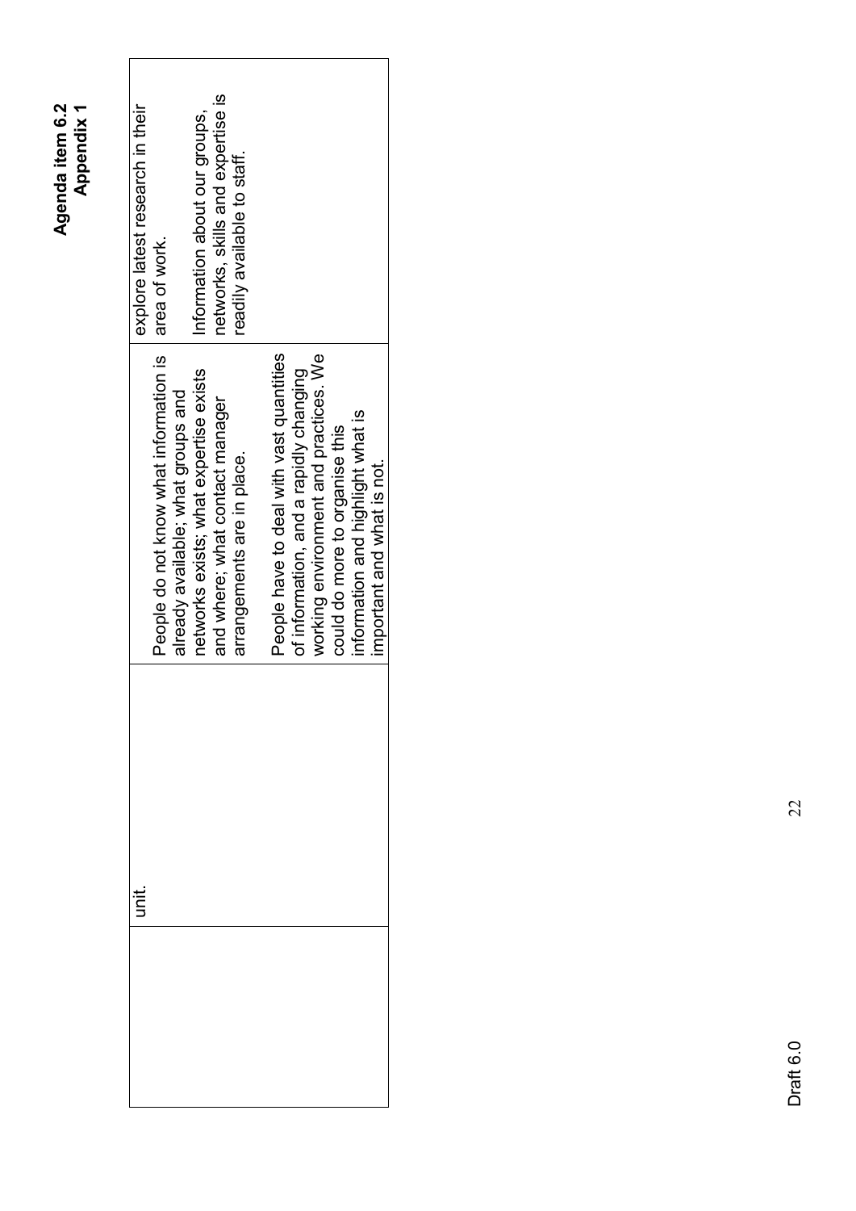**Agenda item 6.2**
**Appendix 1**

| | | | |
|---|---|---|---|
| | unit. | People do not know what information is already available; what groups and networks exists; what expertise exists and where; what contact manager arrangements are in place.<br><br>People have to deal with vast quantities of information, and a rapidly changing working environment and practices. We could do more to organise this information and highlight what is important and what is not. | explore latest research in their area of work.<br><br>Information about our groups, networks, skills and expertise is readily available to staff. |

Draft 6.0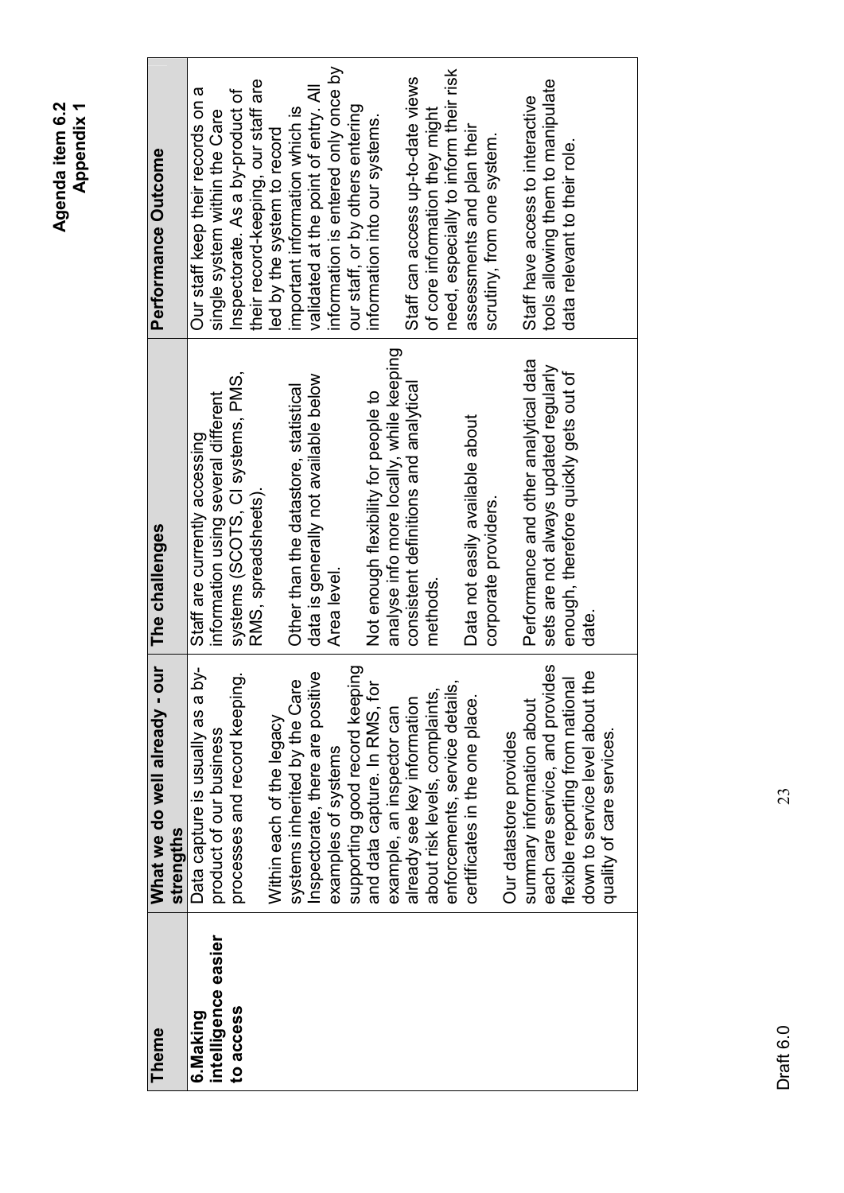**Agenda item 6.2**
**Appendix 1**

| Theme | What we do well already - our strengths | The challenges | Performance Outcome |
|---|---|---|---|
| **6.Making intelligence easier to access** | Data capture is usually as a by-product of our business processes and record keeping.<br><br>Within each of the legacy systems inherited by the Care Inspectorate, there are positive examples of systems supporting good record keeping and data capture. In RMS, for example, an inspector can already see key information about risk levels, complaints, enforcements, service details, certificates in the one place.<br><br>Our datastore provides summary information about each care service, and provides flexible reporting from national down to service level about the quality of care services. | Staff are currently accessing information using several different systems (SCOTS, CI systems, PMS, RMS, spreadsheets).<br><br>Other than the datastore, statistical data is generally not available below Area level.<br><br>Not enough flexibility for people to analyse info more locally, while keeping consistent definitions and analytical methods.<br><br>Data not easily available about corporate providers.<br><br>Performance and other analytical data sets are not always updated regularly enough, therefore quickly gets out of date. | Our staff keep their records on a single system within the Care Inspectorate. As a by-product of their record-keeping, our staff are led by the system to record important information which is validated at the point of entry. All information is entered only once by our staff, or by others entering information into our systems.<br><br>Staff can access up-to-date views of core information they might need, especially to inform their risk assessments and plan their scrutiny, from one system.<br><br>Staff have access to interactive tools allowing them to manipulate data relevant to their role. |

Draft 6.0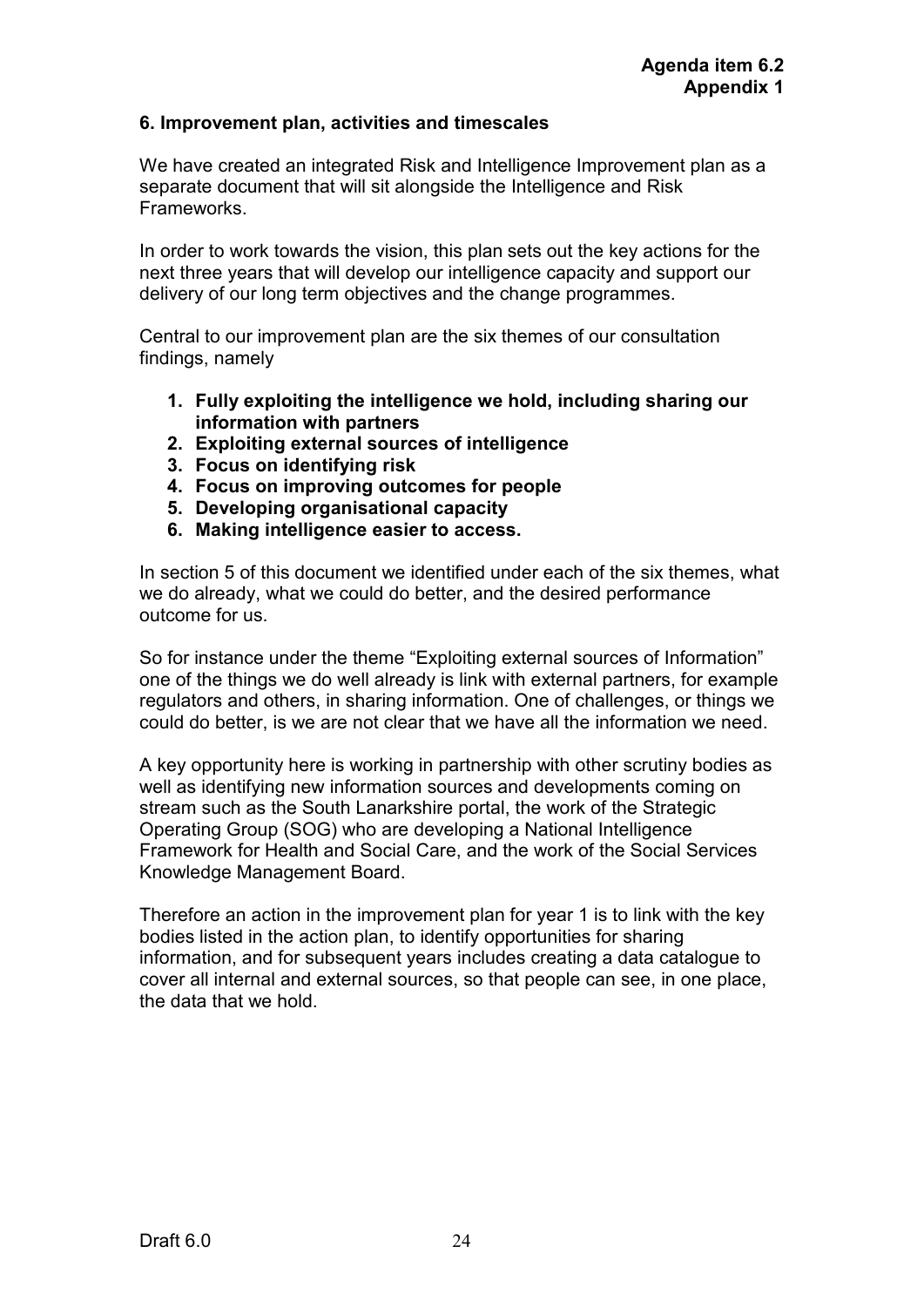**Agenda item 6.2**
**Appendix 1**

## 6. Improvement plan, activities and timescales

We have created an integrated Risk and Intelligence Improvement plan as a separate document that will sit alongside the Intelligence and Risk Frameworks.

In order to work towards the vision, this plan sets out the key actions for the next three years that will develop our intelligence capacity and support our delivery of our long term objectives and the change programmes.

Central to our improvement plan are the six themes of our consultation findings, namely

1. **Fully exploiting the intelligence we hold, including sharing our information with partners**
2. **Exploiting external sources of intelligence**
3. **Focus on identifying risk**
4. **Focus on improving outcomes for people**
5. **Developing organisational capacity**
6. **Making intelligence easier to access.**

In section 5 of this document we identified under each of the six themes, what we do already, what we could do better, and the desired performance outcome for us.

So for instance under the theme "Exploiting external sources of Information" one of the things we do well already is link with external partners, for example regulators and others, in sharing information. One of challenges, or things we could do better, is we are not clear that we have all the information we need.

A key opportunity here is working in partnership with other scrutiny bodies as well as identifying new information sources and developments coming on stream such as the South Lanarkshire portal, the work of the Strategic Operating Group (SOG) who are developing a National Intelligence Framework for Health and Social Care, and the work of the Social Services Knowledge Management Board.

Therefore an action in the improvement plan for year 1 is to link with the key bodies listed in the action plan, to identify opportunities for sharing information, and for subsequent years includes creating a data catalogue to cover all internal and external sources, so that people can see, in one place, the data that we hold.

Draft 6.0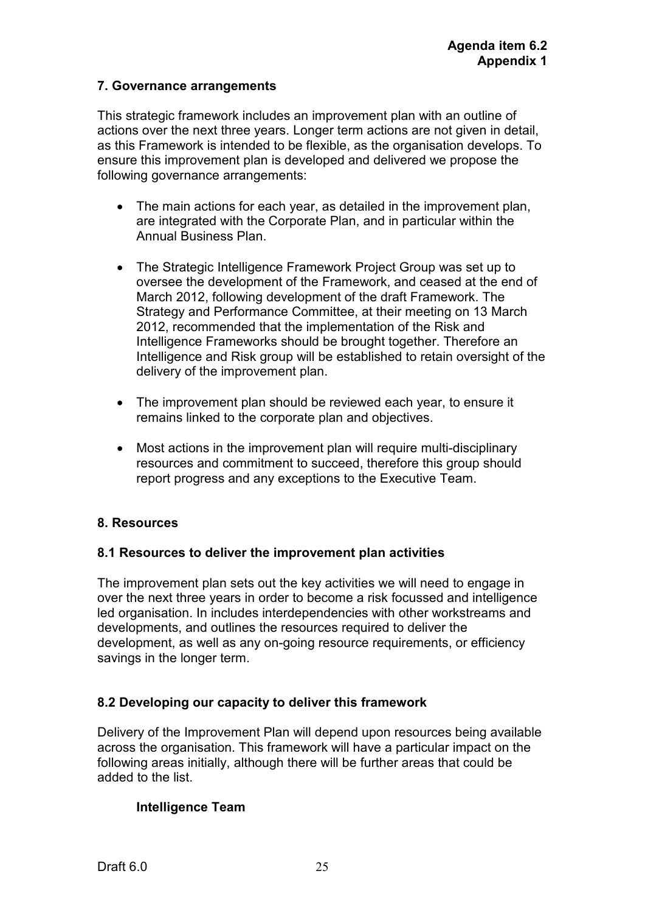**Agenda item 6.2**
**Appendix 1**

## 7. Governance arrangements

This strategic framework includes an improvement plan with an outline of actions over the next three years. Longer term actions are not given in detail, as this Framework is intended to be flexible, as the organisation develops. To ensure this improvement plan is developed and delivered we propose the following governance arrangements:

- The main actions for each year, as detailed in the improvement plan, are integrated with the Corporate Plan, and in particular within the Annual Business Plan.
- The Strategic Intelligence Framework Project Group was set up to oversee the development of the Framework, and ceased at the end of March 2012, following development of the draft Framework. The Strategy and Performance Committee, at their meeting on 13 March 2012, recommended that the implementation of the Risk and Intelligence Frameworks should be brought together. Therefore an Intelligence and Risk group will be established to retain oversight of the delivery of the improvement plan.
- The improvement plan should be reviewed each year, to ensure it remains linked to the corporate plan and objectives.
- Most actions in the improvement plan will require multi-disciplinary resources and commitment to succeed, therefore this group should report progress and any exceptions to the Executive Team.

## 8. Resources

### 8.1 Resources to deliver the improvement plan activities

The improvement plan sets out the key activities we will need to engage in over the next three years in order to become a risk focussed and intelligence led organisation. In includes interdependencies with other workstreams and developments, and outlines the resources required to deliver the development, as well as any on-going resource requirements, or efficiency savings in the longer term.

### 8.2 Developing our capacity to deliver this framework

Delivery of the Improvement Plan will depend upon resources being available across the organisation. This framework will have a particular impact on the following areas initially, although there will be further areas that could be added to the list.

**Intelligence Team**

Draft 6.0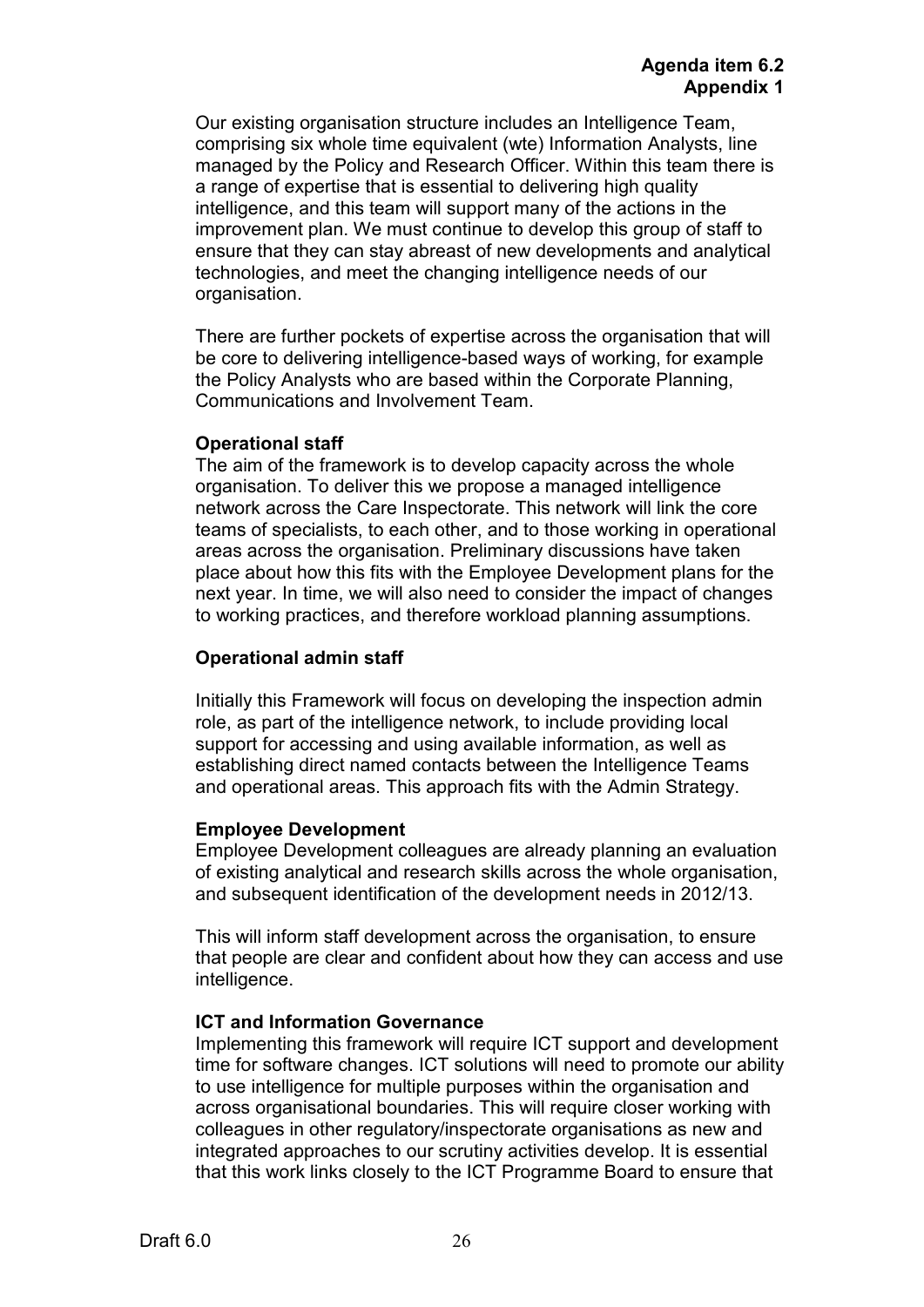Our existing organisation structure includes an Intelligence Team, comprising six whole time equivalent (wte) Information Analysts, line managed by the Policy and Research Officer. Within this team there is a range of expertise that is essential to delivering high quality intelligence, and this team will support many of the actions in the improvement plan. We must continue to develop this group of staff to ensure that they can stay abreast of new developments and analytical technologies, and meet the changing intelligence needs of our organisation.

There are further pockets of expertise across the organisation that will be core to delivering intelligence-based ways of working, for example the Policy Analysts who are based within the Corporate Planning, Communications and Involvement Team.

**Operational staff**

The aim of the framework is to develop capacity across the whole organisation. To deliver this we propose a managed intelligence network across the Care Inspectorate. This network will link the core teams of specialists, to each other, and to those working in operational areas across the organisation. Preliminary discussions have taken place about how this fits with the Employee Development plans for the next year. In time, we will also need to consider the impact of changes to working practices, and therefore workload planning assumptions.

**Operational admin staff**

Initially this Framework will focus on developing the inspection admin role, as part of the intelligence network, to include providing local support for accessing and using available information, as well as establishing direct named contacts between the Intelligence Teams and operational areas. This approach fits with the Admin Strategy.

**Employee Development**

Employee Development colleagues are already planning an evaluation of existing analytical and research skills across the whole organisation, and subsequent identification of the development needs in 2012/13.

This will inform staff development across the organisation, to ensure that people are clear and confident about how they can access and use intelligence.

**ICT and Information Governance**

Implementing this framework will require ICT support and development time for software changes. ICT solutions will need to promote our ability to use intelligence for multiple purposes within the organisation and across organisational boundaries. This will require closer working with colleagues in other regulatory/inspectorate organisations as new and integrated approaches to our scrutiny activities develop. It is essential that this work links closely to the ICT Programme Board to ensure that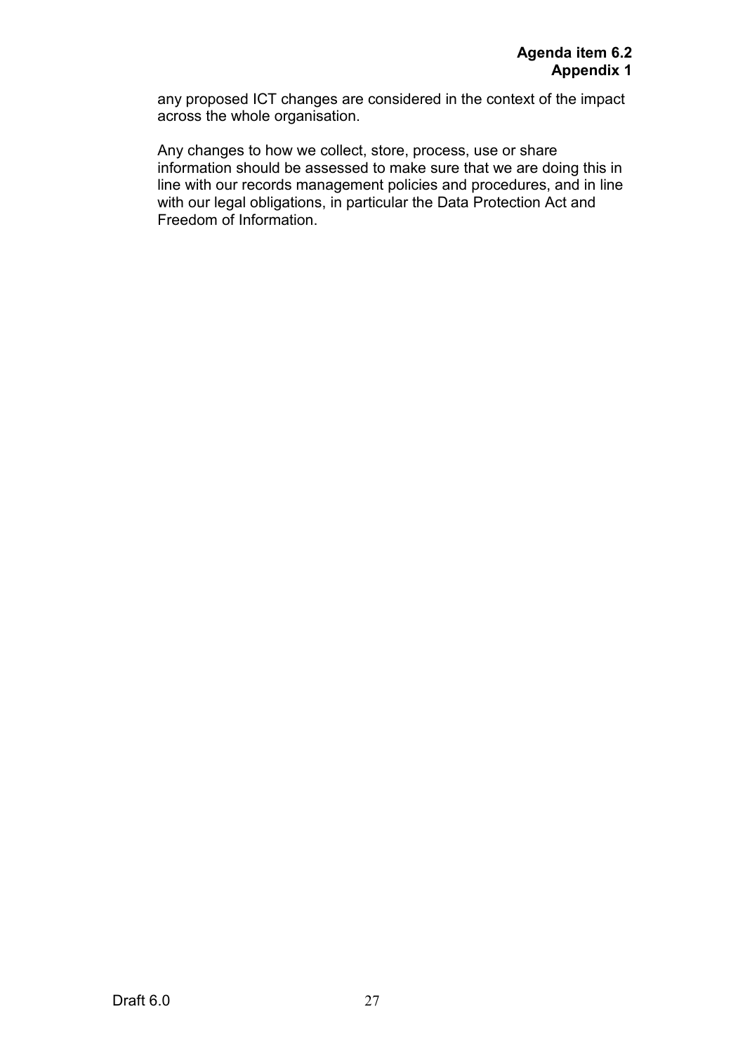any proposed ICT changes are considered in the context of the impact across the whole organisation.

Any changes to how we collect, store, process, use or share information should be assessed to make sure that we are doing this in line with our records management policies and procedures, and in line with our legal obligations, in particular the Data Protection Act and Freedom of Information.